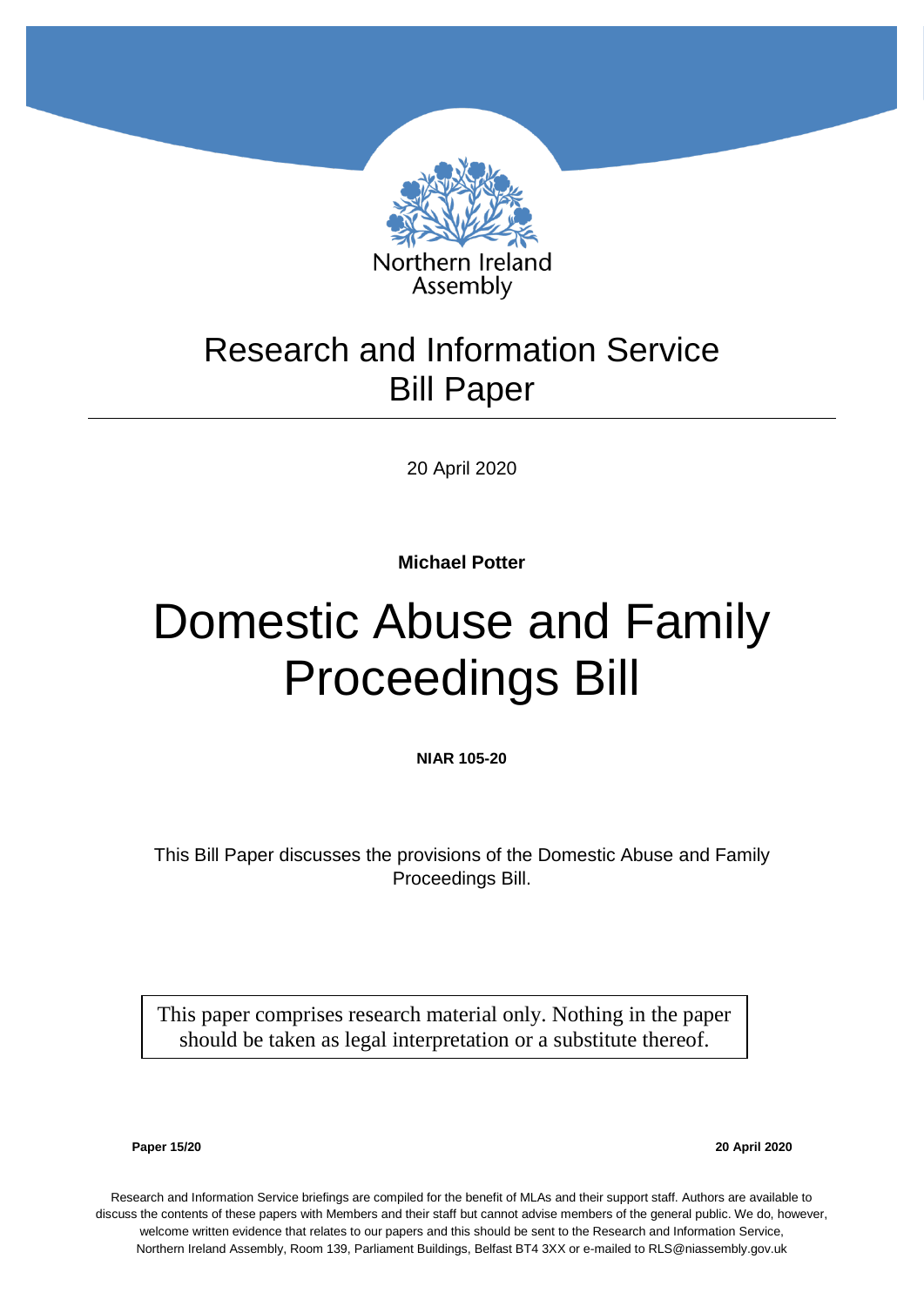Northern Ireland Assembly

Research and Information Service
Bill Paper

20 April 2020

**Michael Potter**

# Domestic Abuse and Family Proceedings Bill

**NIAR 105-20**

This Bill Paper discusses the provisions of the Domestic Abuse and Family Proceedings Bill.

This paper comprises research material only. Nothing in the paper should be taken as legal interpretation or a substitute thereof.

**Paper 15/20** **20 April 2020**

Research and Information Service briefings are compiled for the benefit of MLAs and their support staff. Authors are available to discuss the contents of these papers with Members and their staff but cannot advise members of the general public. We do, however, welcome written evidence that relates to our papers and this should be sent to the Research and Information Service, Northern Ireland Assembly, Room 139, Parliament Buildings, Belfast BT4 3XX or e-mailed to RLS@niassembly.gov.uk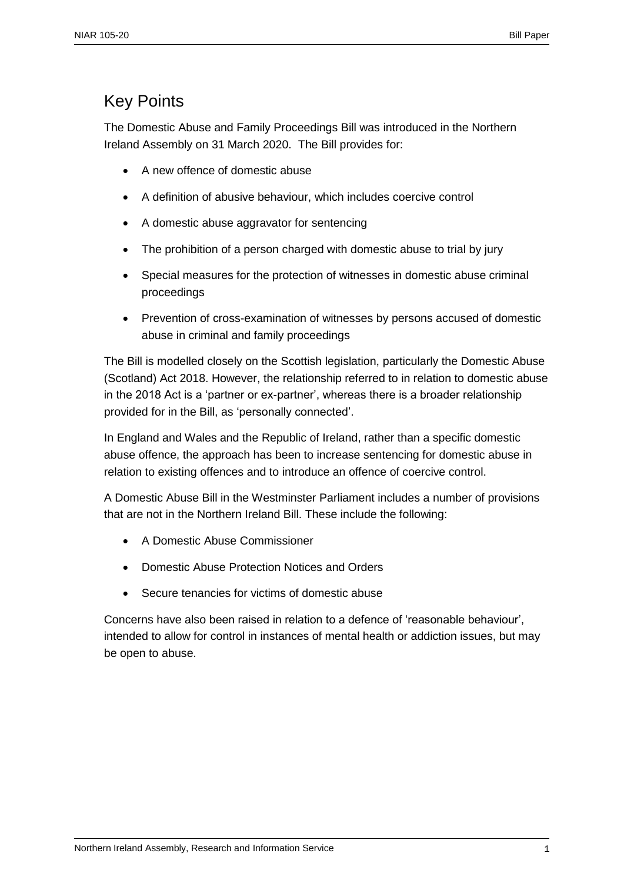## Key Points

The Domestic Abuse and Family Proceedings Bill was introduced in the Northern Ireland Assembly on 31 March 2020. The Bill provides for:

- A new offence of domestic abuse
- A definition of abusive behaviour, which includes coercive control
- A domestic abuse aggravator for sentencing
- The prohibition of a person charged with domestic abuse to trial by jury
- Special measures for the protection of witnesses in domestic abuse criminal proceedings
- Prevention of cross-examination of witnesses by persons accused of domestic abuse in criminal and family proceedings

The Bill is modelled closely on the Scottish legislation, particularly the Domestic Abuse (Scotland) Act 2018. However, the relationship referred to in relation to domestic abuse in the 2018 Act is a 'partner or ex-partner', whereas there is a broader relationship provided for in the Bill, as 'personally connected'.

In England and Wales and the Republic of Ireland, rather than a specific domestic abuse offence, the approach has been to increase sentencing for domestic abuse in relation to existing offences and to introduce an offence of coercive control.

A Domestic Abuse Bill in the Westminster Parliament includes a number of provisions that are not in the Northern Ireland Bill. These include the following:

- A Domestic Abuse Commissioner
- Domestic Abuse Protection Notices and Orders
- Secure tenancies for victims of domestic abuse

Concerns have also been raised in relation to a defence of 'reasonable behaviour', intended to allow for control in instances of mental health or addiction issues, but may be open to abuse.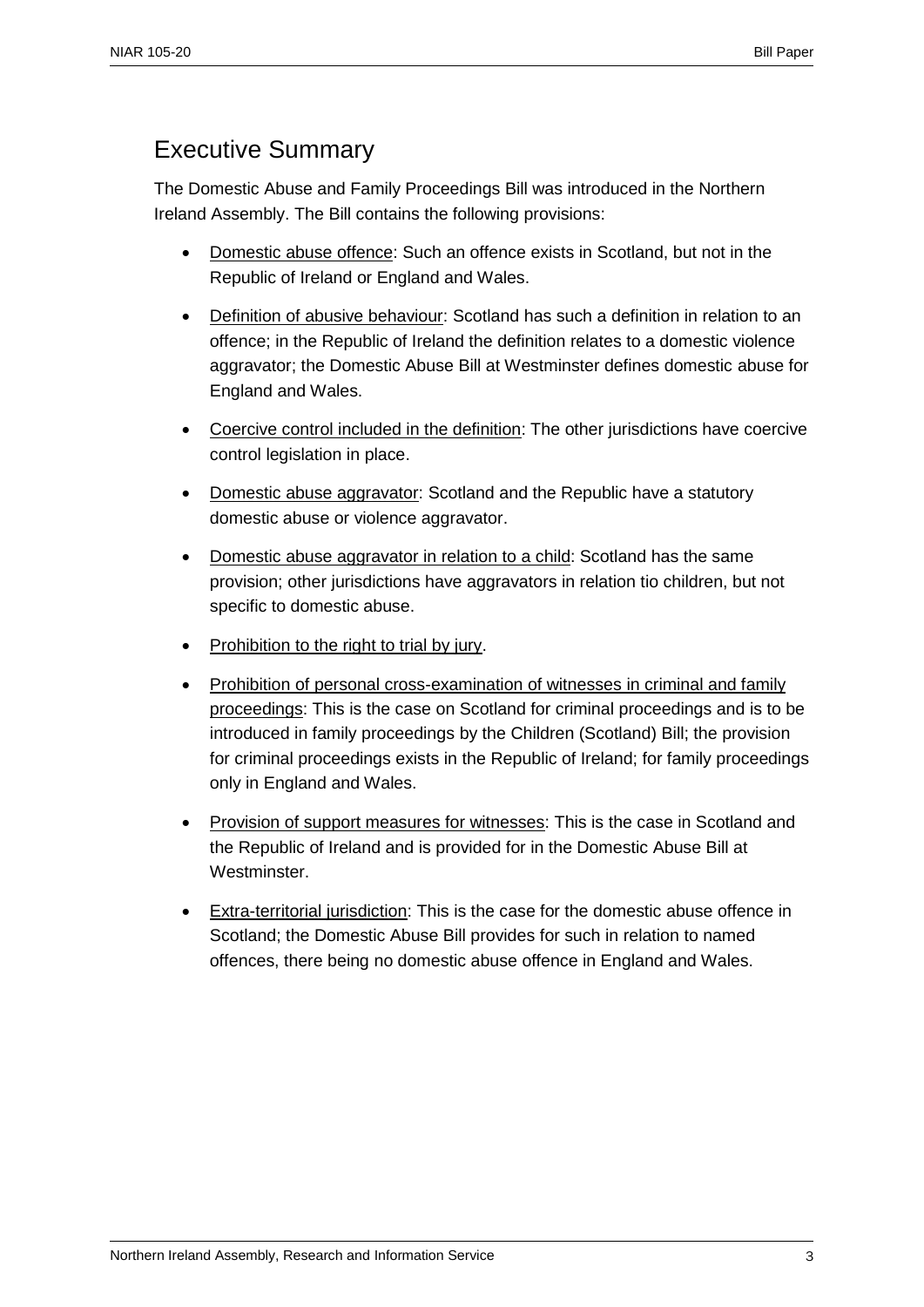## Executive Summary

The Domestic Abuse and Family Proceedings Bill was introduced in the Northern Ireland Assembly. The Bill contains the following provisions:

- Domestic abuse offence: Such an offence exists in Scotland, but not in the Republic of Ireland or England and Wales.
- Definition of abusive behaviour: Scotland has such a definition in relation to an offence; in the Republic of Ireland the definition relates to a domestic violence aggravator; the Domestic Abuse Bill at Westminster defines domestic abuse for England and Wales.
- Coercive control included in the definition: The other jurisdictions have coercive control legislation in place.
- Domestic abuse aggravator: Scotland and the Republic have a statutory domestic abuse or violence aggravator.
- Domestic abuse aggravator in relation to a child: Scotland has the same provision; other jurisdictions have aggravators in relation tio children, but not specific to domestic abuse.
- Prohibition to the right to trial by jury.
- Prohibition of personal cross-examination of witnesses in criminal and family proceedings: This is the case on Scotland for criminal proceedings and is to be introduced in family proceedings by the Children (Scotland) Bill; the provision for criminal proceedings exists in the Republic of Ireland; for family proceedings only in England and Wales.
- Provision of support measures for witnesses: This is the case in Scotland and the Republic of Ireland and is provided for in the Domestic Abuse Bill at Westminster.
- Extra-territorial jurisdiction: This is the case for the domestic abuse offence in Scotland; the Domestic Abuse Bill provides for such in relation to named offences, there being no domestic abuse offence in England and Wales.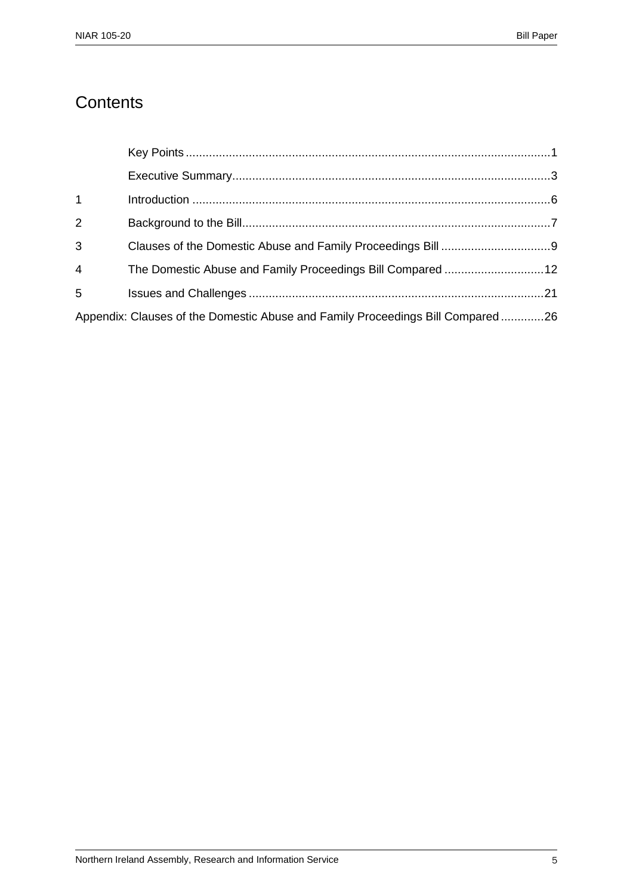# Contents

| | | |
|---|---|---|
| | Key Points | 1 |
| | Executive Summary | 3 |
| 1 | Introduction | 6 |
| 2 | Background to the Bill | 7 |
| 3 | Clauses of the Domestic Abuse and Family Proceedings Bill | 9 |
| 4 | The Domestic Abuse and Family Proceedings Bill Compared | 12 |
| 5 | Issues and Challenges | 21 |
| Appendix: Clauses of the Domestic Abuse and Family Proceedings Bill Compared | | 26 |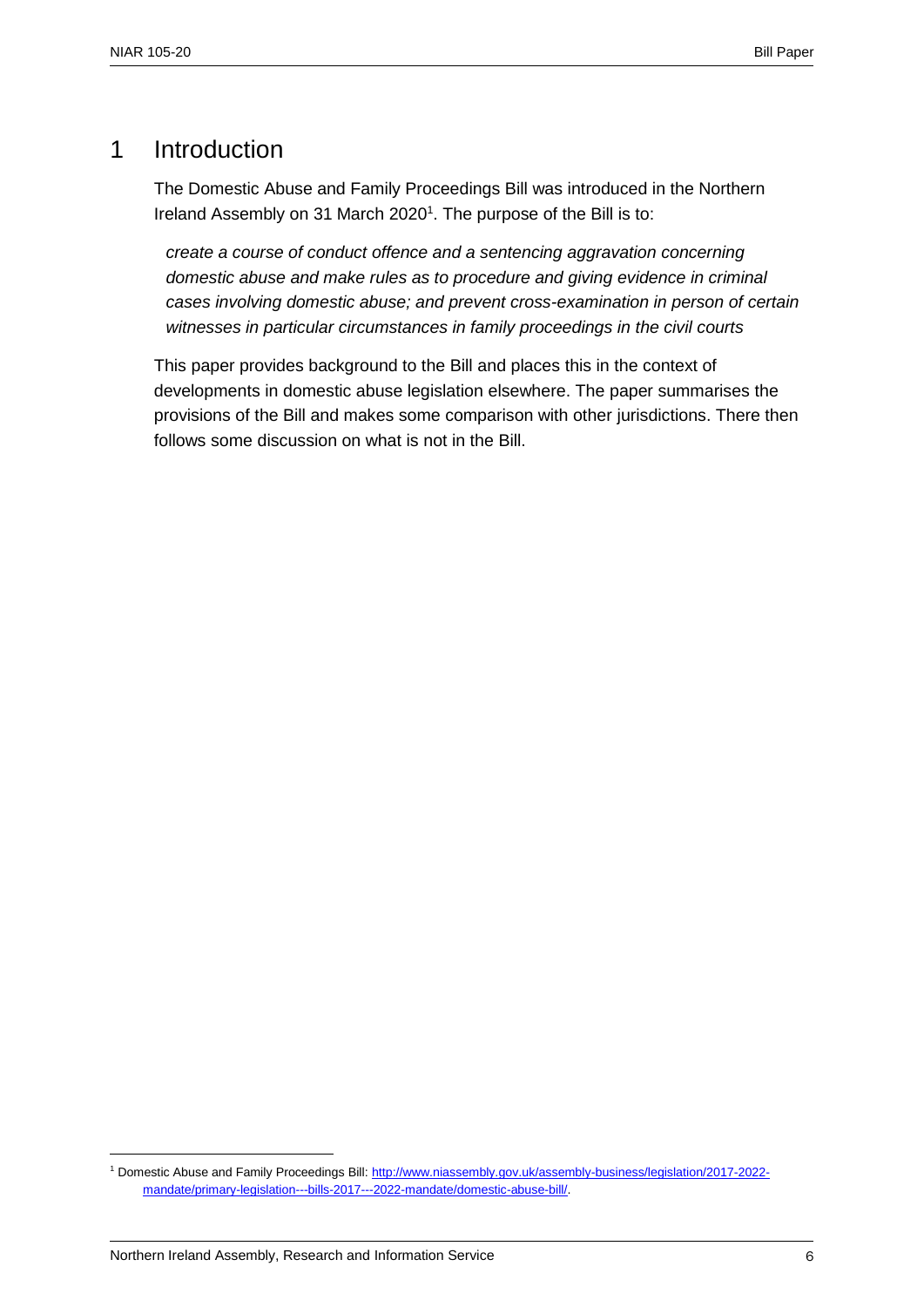# 1 Introduction

The Domestic Abuse and Family Proceedings Bill was introduced in the Northern Ireland Assembly on 31 March 2020[1]. The purpose of the Bill is to:

> *create a course of conduct offence and a sentencing aggravation concerning domestic abuse and make rules as to procedure and giving evidence in criminal cases involving domestic abuse; and prevent cross-examination in person of certain witnesses in particular circumstances in family proceedings in the civil courts*

This paper provides background to the Bill and places this in the context of developments in domestic abuse legislation elsewhere. The paper summarises the provisions of the Bill and makes some comparison with other jurisdictions. There then follows some discussion on what is not in the Bill.

---

[1] Domestic Abuse and Family Proceedings Bill: http://www.niassembly.gov.uk/assembly-business/legislation/2017-2022-mandate/primary-legislation---bills-2017---2022-mandate/domestic-abuse-bill/.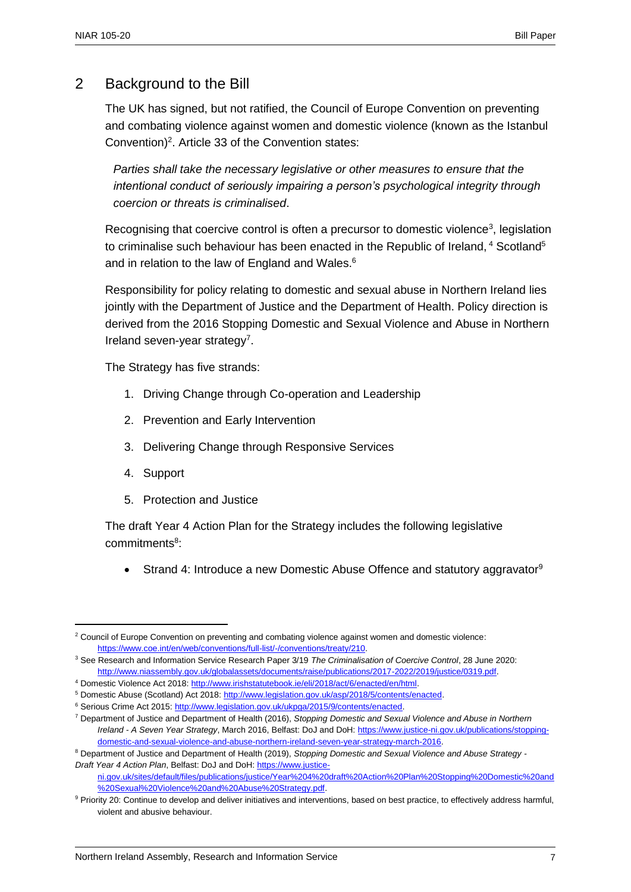## 2 Background to the Bill

The UK has signed, but not ratified, the Council of Europe Convention on preventing and combating violence against women and domestic violence (known as the Istanbul Convention)[2]. Article 33 of the Convention states:

> *Parties shall take the necessary legislative or other measures to ensure that the intentional conduct of seriously impairing a person's psychological integrity through coercion or threats is criminalised*.

Recognising that coercive control is often a precursor to domestic violence[3], legislation to criminalise such behaviour has been enacted in the Republic of Ireland,[4] Scotland[5] and in relation to the law of England and Wales.[6]

Responsibility for policy relating to domestic and sexual abuse in Northern Ireland lies jointly with the Department of Justice and the Department of Health. Policy direction is derived from the 2016 Stopping Domestic and Sexual Violence and Abuse in Northern Ireland seven-year strategy[7].

The Strategy has five strands:

1. Driving Change through Co-operation and Leadership
2. Prevention and Early Intervention
3. Delivering Change through Responsive Services
4. Support
5. Protection and Justice

The draft Year 4 Action Plan for the Strategy includes the following legislative commitments[8]:

- Strand 4: Introduce a new Domestic Abuse Offence and statutory aggravator[9]

---

[2] Council of Europe Convention on preventing and combating violence against women and domestic violence: https://www.coe.int/en/web/conventions/full-list/-/conventions/treaty/210.

[3] See Research and Information Service Research Paper 3/19 *The Criminalisation of Coercive Control*, 28 June 2020: http://www.niassembly.gov.uk/globalassets/documents/raise/publications/2017-2022/2019/justice/0319.pdf.

[4] Domestic Violence Act 2018: http://www.irishstatutebook.ie/eli/2018/act/6/enacted/en/html.

[5] Domestic Abuse (Scotland) Act 2018: http://www.legislation.gov.uk/asp/2018/5/contents/enacted.

[6] Serious Crime Act 2015: http://www.legislation.gov.uk/ukpga/2015/9/contents/enacted.

[7] Department of Justice and Department of Health (2016), *Stopping Domestic and Sexual Violence and Abuse in Northern Ireland - A Seven Year Strategy*, March 2016, Belfast: DoJ and DoH: https://www.justice-ni.gov.uk/publications/stopping-domestic-and-sexual-violence-and-abuse-northern-ireland-seven-year-strategy-march-2016.

[8] Department of Justice and Department of Health (2019), *Stopping Domestic and Sexual Violence and Abuse Strategy - Draft Year 4 Action Plan*, Belfast: DoJ and DoH: https://www.justice-ni.gov.uk/sites/default/files/publications/justice/Year%204%20draft%20Action%20Plan%20Stopping%20Domestic%20and%20Sexual%20Violence%20and%20Abuse%20Strategy.pdf.

[9] Priority 20: Continue to develop and deliver initiatives and interventions, based on best practice, to effectively address harmful, violent and abusive behaviour.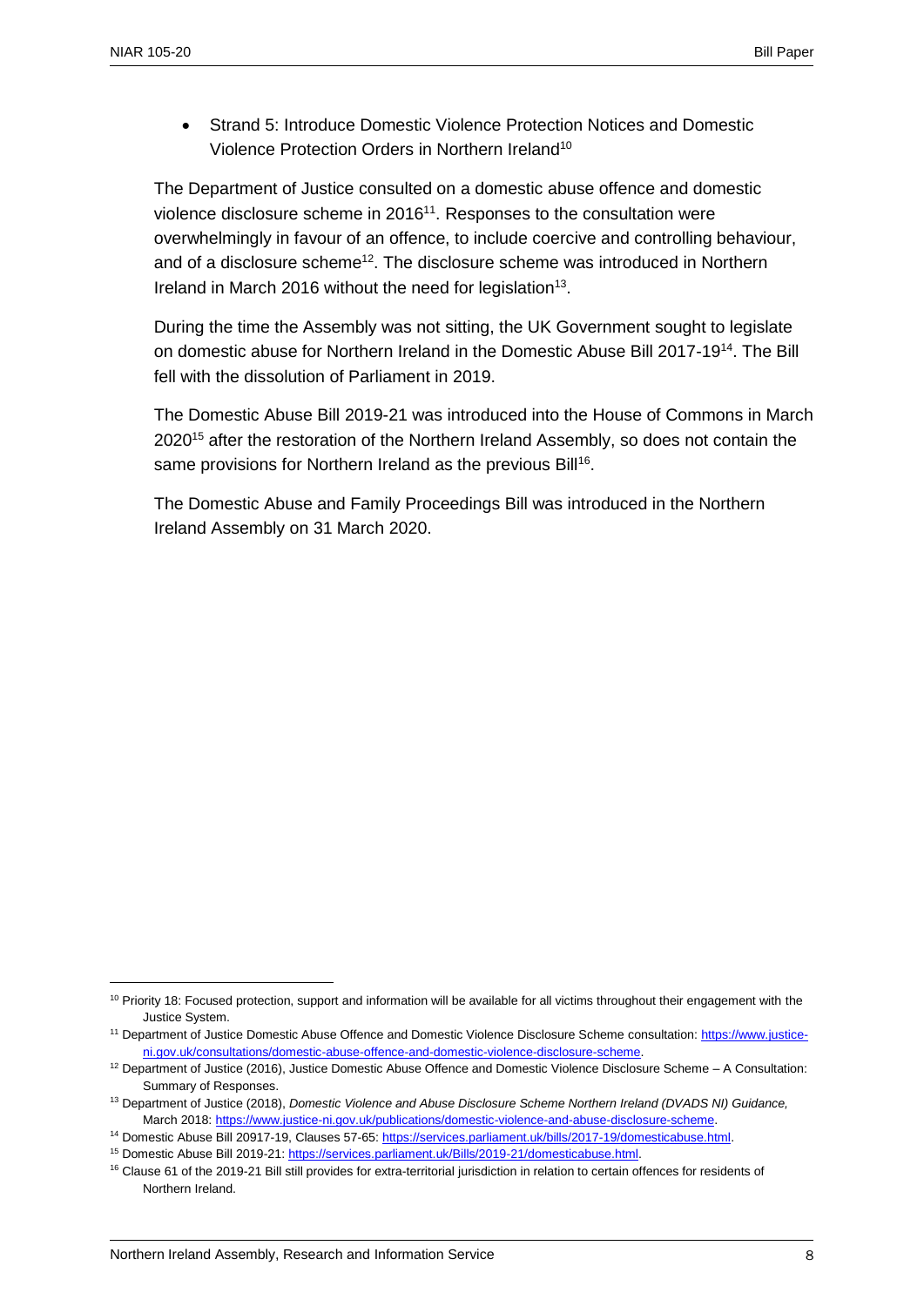- Strand 5: Introduce Domestic Violence Protection Notices and Domestic Violence Protection Orders in Northern Ireland[10]

The Department of Justice consulted on a domestic abuse offence and domestic violence disclosure scheme in 2016[11]. Responses to the consultation were overwhelmingly in favour of an offence, to include coercive and controlling behaviour, and of a disclosure scheme[12]. The disclosure scheme was introduced in Northern Ireland in March 2016 without the need for legislation[13].

During the time the Assembly was not sitting, the UK Government sought to legislate on domestic abuse for Northern Ireland in the Domestic Abuse Bill 2017-19[14]. The Bill fell with the dissolution of Parliament in 2019.

The Domestic Abuse Bill 2019-21 was introduced into the House of Commons in March 2020[15] after the restoration of the Northern Ireland Assembly, so does not contain the same provisions for Northern Ireland as the previous Bill[16].

The Domestic Abuse and Family Proceedings Bill was introduced in the Northern Ireland Assembly on 31 March 2020.

---

[10] Priority 18: Focused protection, support and information will be available for all victims throughout their engagement with the Justice System.

[11] Department of Justice Domestic Abuse Offence and Domestic Violence Disclosure Scheme consultation: https://www.justice-ni.gov.uk/consultations/domestic-abuse-offence-and-domestic-violence-disclosure-scheme.

[12] Department of Justice (2016), Justice Domestic Abuse Offence and Domestic Violence Disclosure Scheme – A Consultation: Summary of Responses.

[13] Department of Justice (2018), *Domestic Violence and Abuse Disclosure Scheme Northern Ireland (DVADS NI) Guidance,* March 2018: https://www.justice-ni.gov.uk/publications/domestic-violence-and-abuse-disclosure-scheme.

[14] Domestic Abuse Bill 20917-19, Clauses 57-65: https://services.parliament.uk/bills/2017-19/domesticabuse.html.

[15] Domestic Abuse Bill 2019-21: https://services.parliament.uk/Bills/2019-21/domesticabuse.html.

[16] Clause 61 of the 2019-21 Bill still provides for extra-territorial jurisdiction in relation to certain offences for residents of Northern Ireland.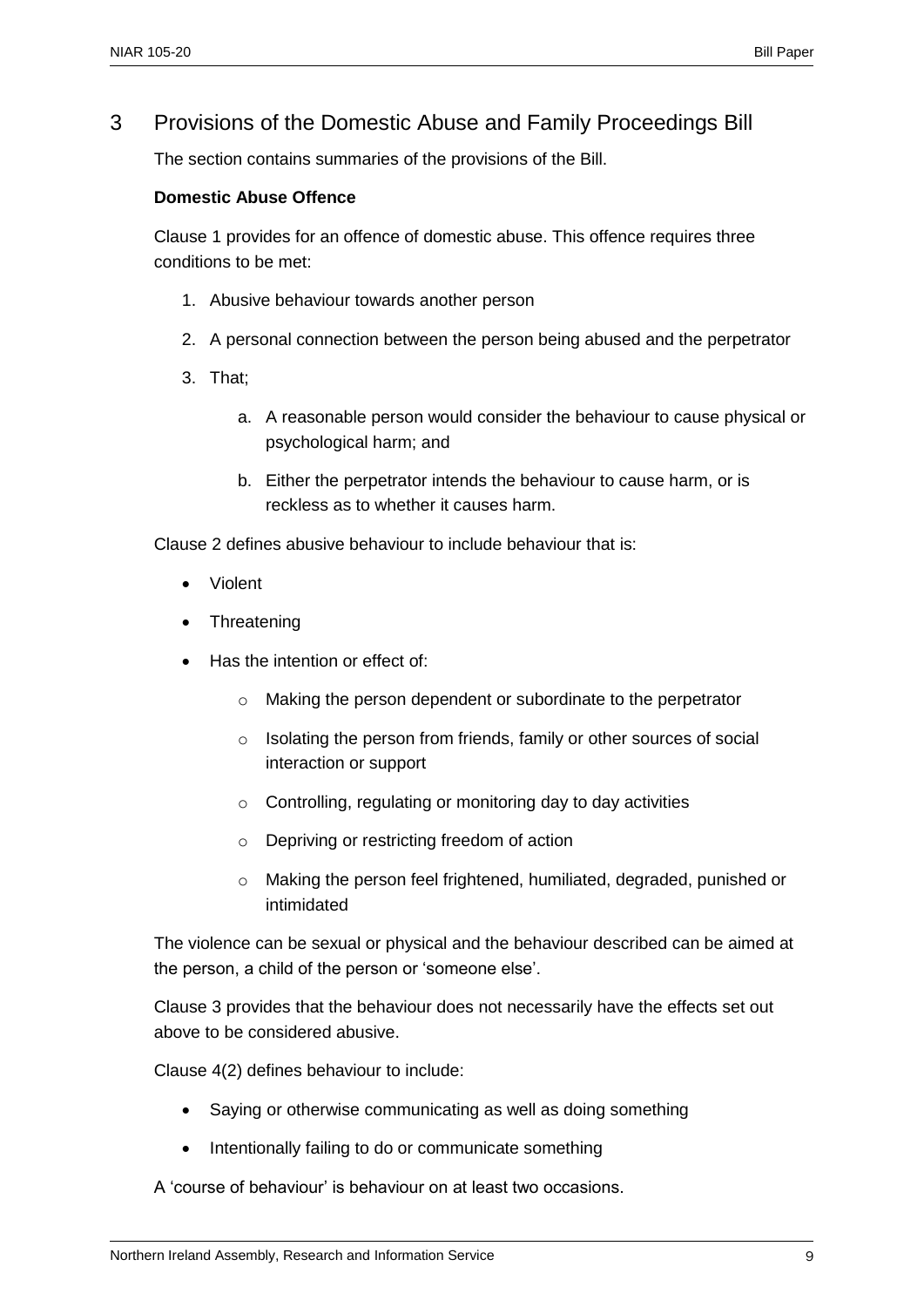## 3 Provisions of the Domestic Abuse and Family Proceedings Bill

The section contains summaries of the provisions of the Bill.

**Domestic Abuse Offence**

Clause 1 provides for an offence of domestic abuse. This offence requires three conditions to be met:

1. Abusive behaviour towards another person
2. A personal connection between the person being abused and the perpetrator
3. That;
    a. A reasonable person would consider the behaviour to cause physical or psychological harm; and
    b. Either the perpetrator intends the behaviour to cause harm, or is reckless as to whether it causes harm.

Clause 2 defines abusive behaviour to include behaviour that is:

- Violent
- Threatening
- Has the intention or effect of:
    - Making the person dependent or subordinate to the perpetrator
    - Isolating the person from friends, family or other sources of social interaction or support
    - Controlling, regulating or monitoring day to day activities
    - Depriving or restricting freedom of action
    - Making the person feel frightened, humiliated, degraded, punished or intimidated

The violence can be sexual or physical and the behaviour described can be aimed at the person, a child of the person or 'someone else'.

Clause 3 provides that the behaviour does not necessarily have the effects set out above to be considered abusive.

Clause 4(2) defines behaviour to include:

- Saying or otherwise communicating as well as doing something
- Intentionally failing to do or communicate something

A 'course of behaviour' is behaviour on at least two occasions.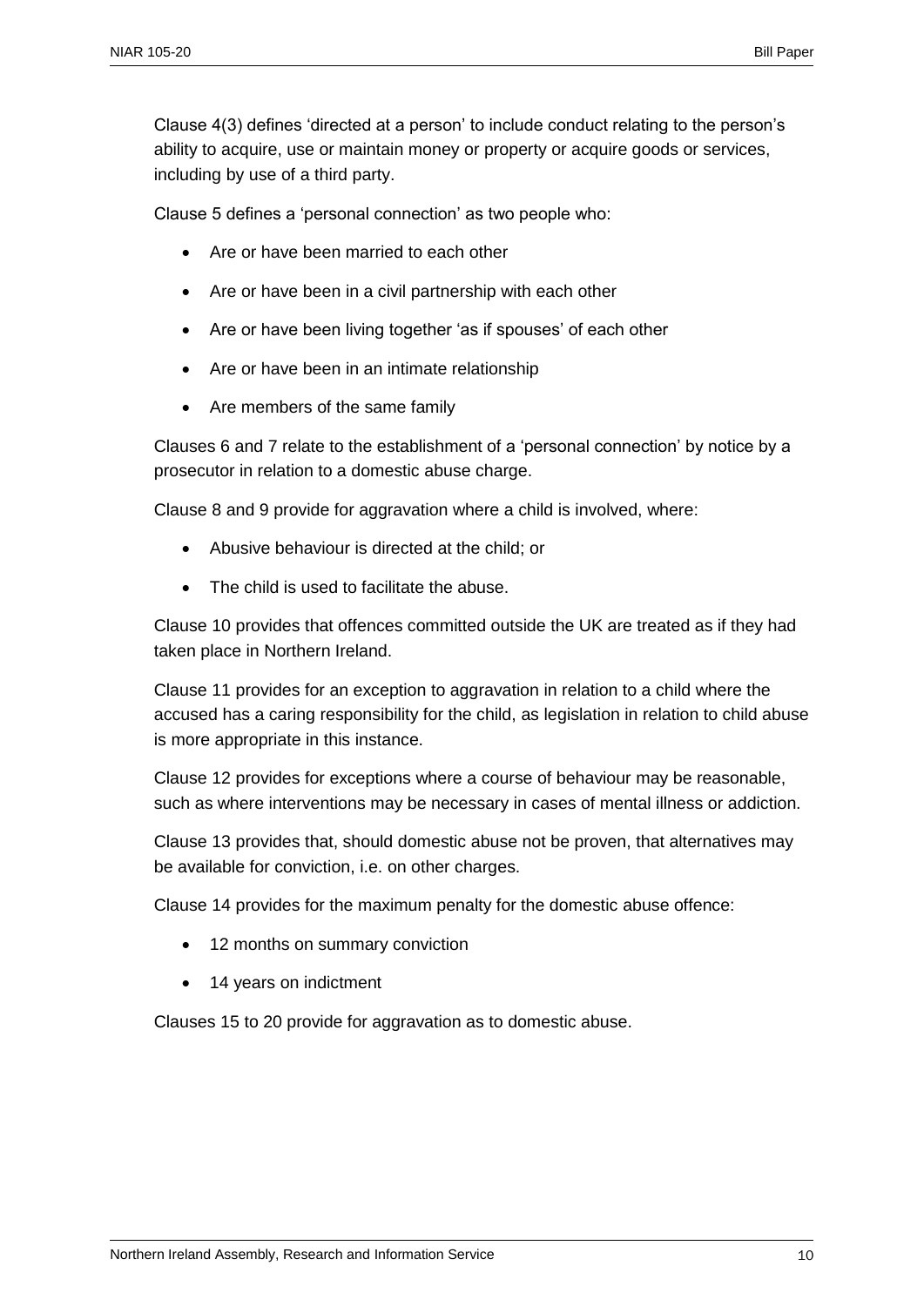Clause 4(3) defines 'directed at a person' to include conduct relating to the person's ability to acquire, use or maintain money or property or acquire goods or services, including by use of a third party.

Clause 5 defines a 'personal connection' as two people who:

- Are or have been married to each other
- Are or have been in a civil partnership with each other
- Are or have been living together 'as if spouses' of each other
- Are or have been in an intimate relationship
- Are members of the same family

Clauses 6 and 7 relate to the establishment of a 'personal connection' by notice by a prosecutor in relation to a domestic abuse charge.

Clause 8 and 9 provide for aggravation where a child is involved, where:

- Abusive behaviour is directed at the child; or
- The child is used to facilitate the abuse.

Clause 10 provides that offences committed outside the UK are treated as if they had taken place in Northern Ireland.

Clause 11 provides for an exception to aggravation in relation to a child where the accused has a caring responsibility for the child, as legislation in relation to child abuse is more appropriate in this instance.

Clause 12 provides for exceptions where a course of behaviour may be reasonable, such as where interventions may be necessary in cases of mental illness or addiction.

Clause 13 provides that, should domestic abuse not be proven, that alternatives may be available for conviction, i.e. on other charges.

Clause 14 provides for the maximum penalty for the domestic abuse offence:

- 12 months on summary conviction
- 14 years on indictment

Clauses 15 to 20 provide for aggravation as to domestic abuse.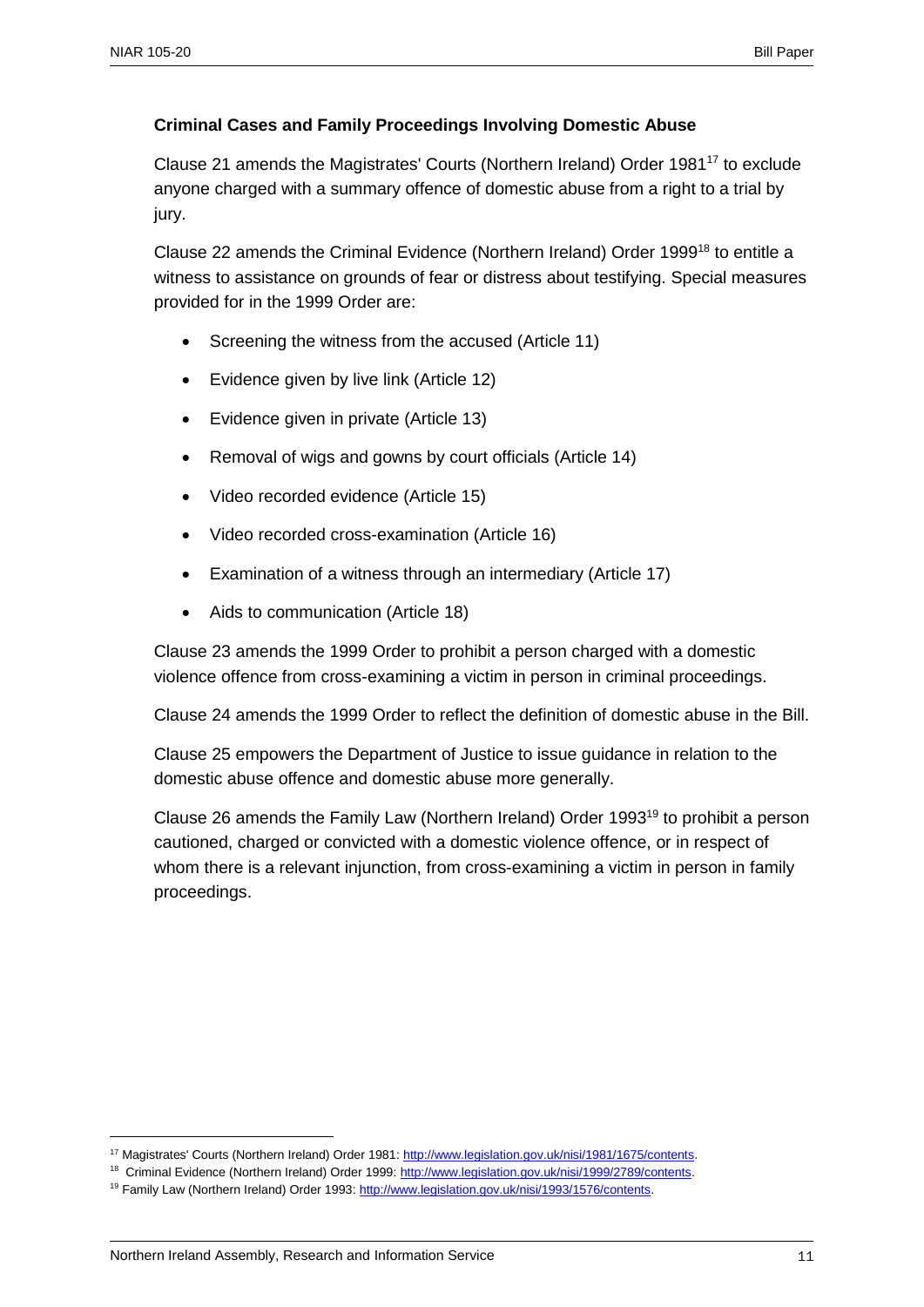**Criminal Cases and Family Proceedings Involving Domestic Abuse**

Clause 21 amends the Magistrates' Courts (Northern Ireland) Order 1981[17] to exclude anyone charged with a summary offence of domestic abuse from a right to a trial by jury.

Clause 22 amends the Criminal Evidence (Northern Ireland) Order 1999[18] to entitle a witness to assistance on grounds of fear or distress about testifying. Special measures provided for in the 1999 Order are:

- Screening the witness from the accused (Article 11)
- Evidence given by live link (Article 12)
- Evidence given in private (Article 13)
- Removal of wigs and gowns by court officials (Article 14)
- Video recorded evidence (Article 15)
- Video recorded cross-examination (Article 16)
- Examination of a witness through an intermediary (Article 17)
- Aids to communication (Article 18)

Clause 23 amends the 1999 Order to prohibit a person charged with a domestic violence offence from cross-examining a victim in person in criminal proceedings.

Clause 24 amends the 1999 Order to reflect the definition of domestic abuse in the Bill.

Clause 25 empowers the Department of Justice to issue guidance in relation to the domestic abuse offence and domestic abuse more generally.

Clause 26 amends the Family Law (Northern Ireland) Order 1993[19] to prohibit a person cautioned, charged or convicted with a domestic violence offence, or in respect of whom there is a relevant injunction, from cross-examining a victim in person in family proceedings.

---

[17] Magistrates' Courts (Northern Ireland) Order 1981: http://www.legislation.gov.uk/nisi/1981/1675/contents.

[18] Criminal Evidence (Northern Ireland) Order 1999: http://www.legislation.gov.uk/nisi/1999/2789/contents.

[19] Family Law (Northern Ireland) Order 1993: http://www.legislation.gov.uk/nisi/1993/1576/contents.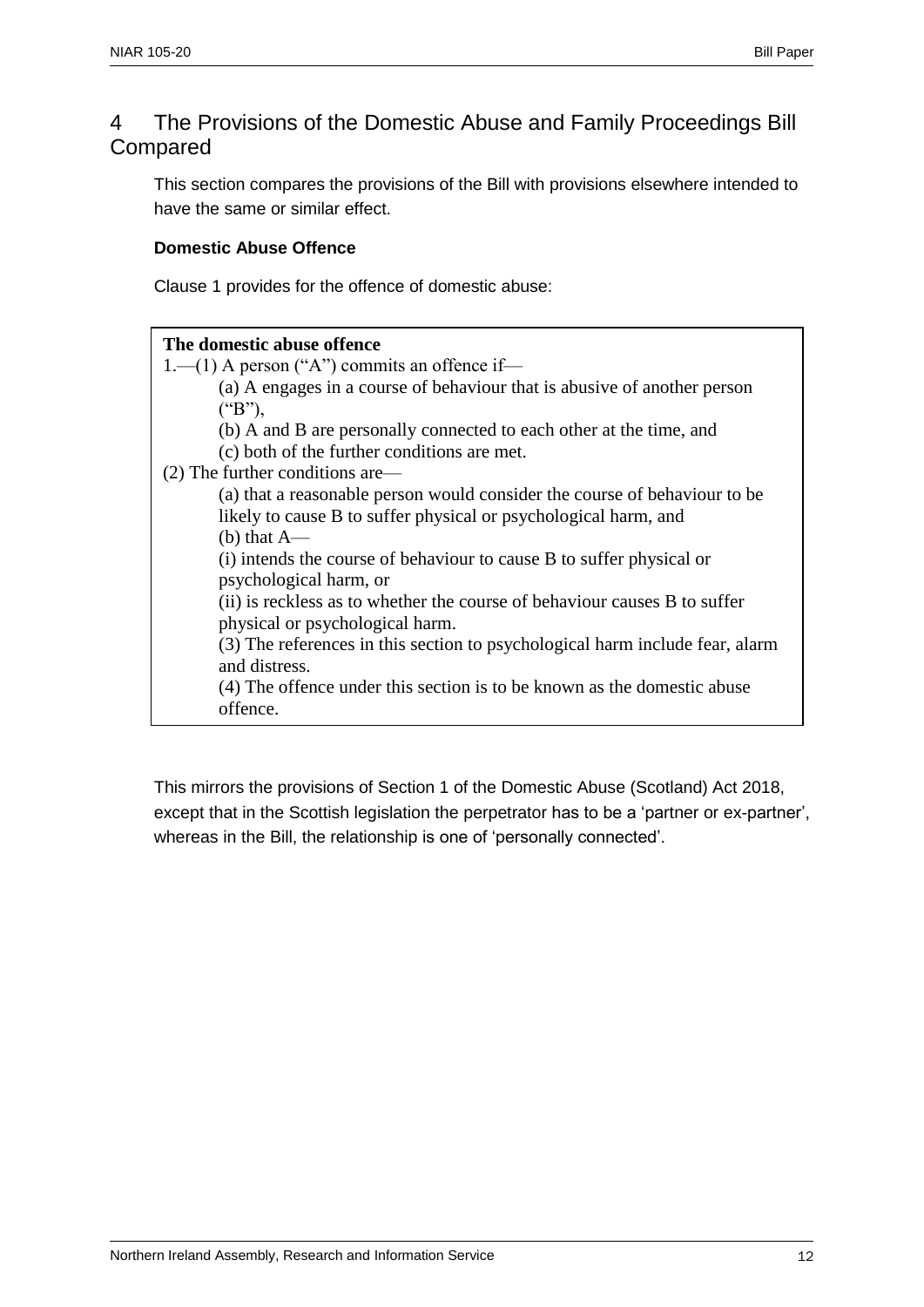# 4 The Provisions of the Domestic Abuse and Family Proceedings Bill Compared

This section compares the provisions of the Bill with provisions elsewhere intended to have the same or similar effect.

**Domestic Abuse Offence**

Clause 1 provides for the offence of domestic abuse:

> **The domestic abuse offence**
>
> 1.—(1) A person ("A") commits an offence if—
>
> (a) A engages in a course of behaviour that is abusive of another person ("B"),
>
> (b) A and B are personally connected to each other at the time, and
>
> (c) both of the further conditions are met.
>
> (2) The further conditions are—
>
> (a) that a reasonable person would consider the course of behaviour to be likely to cause B to suffer physical or psychological harm, and
>
> (b) that A—
>
> (i) intends the course of behaviour to cause B to suffer physical or psychological harm, or
>
> (ii) is reckless as to whether the course of behaviour causes B to suffer physical or psychological harm.
>
> (3) The references in this section to psychological harm include fear, alarm and distress.
>
> (4) The offence under this section is to be known as the domestic abuse offence.

This mirrors the provisions of Section 1 of the Domestic Abuse (Scotland) Act 2018, except that in the Scottish legislation the perpetrator has to be a 'partner or ex-partner', whereas in the Bill, the relationship is one of 'personally connected'.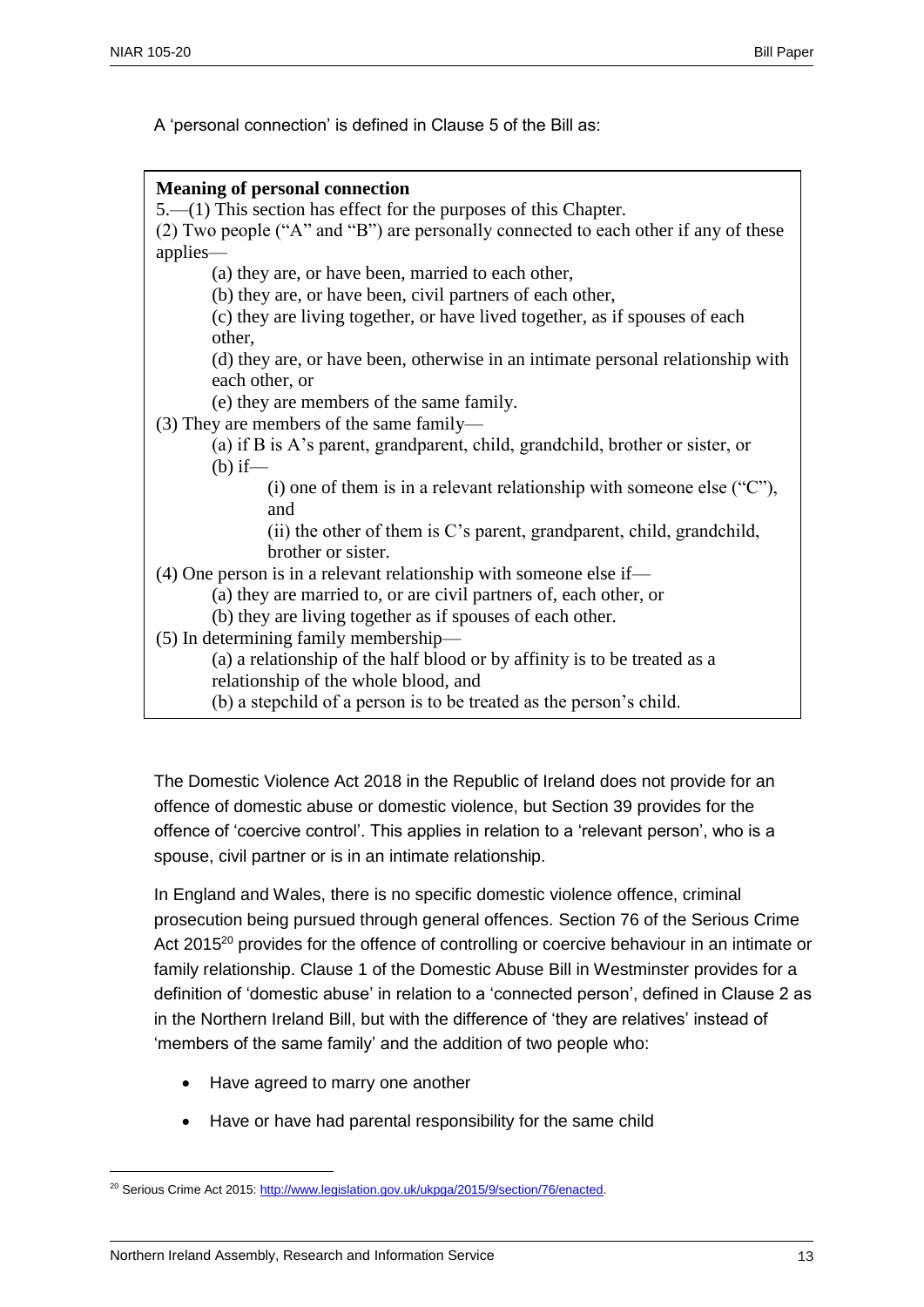A 'personal connection' is defined in Clause 5 of the Bill as:

> **Meaning of personal connection**
>
> 5.—(1) This section has effect for the purposes of this Chapter.
>
> (2) Two people ("A" and "B") are personally connected to each other if any of these applies—
>
> (a) they are, or have been, married to each other,
>
> (b) they are, or have been, civil partners of each other,
>
> (c) they are living together, or have lived together, as if spouses of each other,
>
> (d) they are, or have been, otherwise in an intimate personal relationship with each other, or
>
> (e) they are members of the same family.
>
> (3) They are members of the same family—
>
> (a) if B is A's parent, grandparent, child, grandchild, brother or sister, or
>
> (b) if—
>
> (i) one of them is in a relevant relationship with someone else ("C"), and
>
> (ii) the other of them is C's parent, grandparent, child, grandchild, brother or sister.
>
> (4) One person is in a relevant relationship with someone else if—
>
> (a) they are married to, or are civil partners of, each other, or
>
> (b) they are living together as if spouses of each other.
>
> (5) In determining family membership—
>
> (a) a relationship of the half blood or by affinity is to be treated as a relationship of the whole blood, and
>
> (b) a stepchild of a person is to be treated as the person's child.

The Domestic Violence Act 2018 in the Republic of Ireland does not provide for an offence of domestic abuse or domestic violence, but Section 39 provides for the offence of 'coercive control'. This applies in relation to a 'relevant person', who is a spouse, civil partner or is in an intimate relationship.

In England and Wales, there is no specific domestic violence offence, criminal prosecution being pursued through general offences. Section 76 of the Serious Crime Act 2015[20] provides for the offence of controlling or coercive behaviour in an intimate or family relationship. Clause 1 of the Domestic Abuse Bill in Westminster provides for a definition of 'domestic abuse' in relation to a 'connected person', defined in Clause 2 as in the Northern Ireland Bill, but with the difference of 'they are relatives' instead of 'members of the same family' and the addition of two people who:

- Have agreed to marry one another
- Have or have had parental responsibility for the same child

[20] Serious Crime Act 2015: http://www.legislation.gov.uk/ukpga/2015/9/section/76/enacted.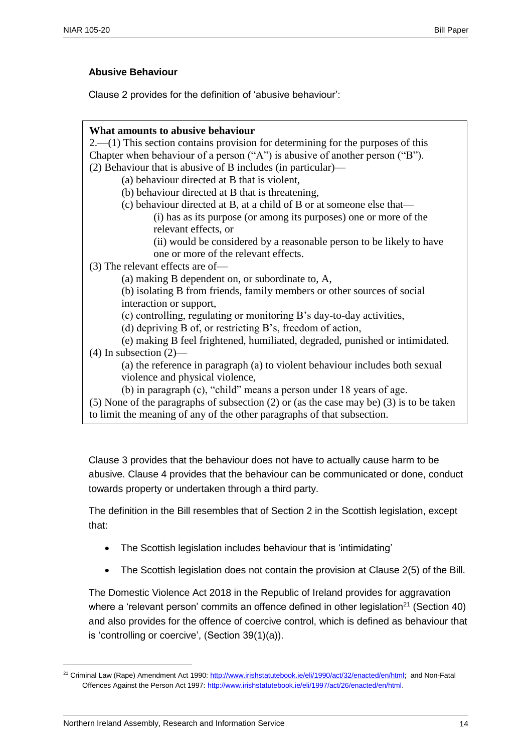### Abusive Behaviour

Clause 2 provides for the definition of 'abusive behaviour':

> **What amounts to abusive behaviour**
>
> 2.—(1) This section contains provision for determining for the purposes of this Chapter when behaviour of a person ("A") is abusive of another person ("B").
>
> (2) Behaviour that is abusive of B includes (in particular)—
>
> (a) behaviour directed at B that is violent,
>
> (b) behaviour directed at B that is threatening,
>
> (c) behaviour directed at B, at a child of B or at someone else that—
>
> (i) has as its purpose (or among its purposes) one or more of the relevant effects, or
>
> (ii) would be considered by a reasonable person to be likely to have one or more of the relevant effects.
>
> (3) The relevant effects are of—
>
> (a) making B dependent on, or subordinate to, A,
>
> (b) isolating B from friends, family members or other sources of social interaction or support,
>
> (c) controlling, regulating or monitoring B's day-to-day activities,
>
> (d) depriving B of, or restricting B's, freedom of action,
>
> (e) making B feel frightened, humiliated, degraded, punished or intimidated.
>
> (4) In subsection (2)—
>
> (a) the reference in paragraph (a) to violent behaviour includes both sexual violence and physical violence,
>
> (b) in paragraph (c), "child" means a person under 18 years of age.
>
> (5) None of the paragraphs of subsection (2) or (as the case may be) (3) is to be taken to limit the meaning of any of the other paragraphs of that subsection.

Clause 3 provides that the behaviour does not have to actually cause harm to be abusive. Clause 4 provides that the behaviour can be communicated or done, conduct towards property or undertaken through a third party.

The definition in the Bill resembles that of Section 2 in the Scottish legislation, except that:

- The Scottish legislation includes behaviour that is 'intimidating'
- The Scottish legislation does not contain the provision at Clause 2(5) of the Bill.

The Domestic Violence Act 2018 in the Republic of Ireland provides for aggravation where a 'relevant person' commits an offence defined in other legislation[21] (Section 40) and also provides for the offence of coercive control, which is defined as behaviour that is 'controlling or coercive', (Section 39(1)(a)).

[21] Criminal Law (Rape) Amendment Act 1990: http://www.irishstatutebook.ie/eli/1990/act/32/enacted/en/html; and Non-Fatal Offences Against the Person Act 1997: http://www.irishstatutebook.ie/eli/1997/act/26/enacted/en/html.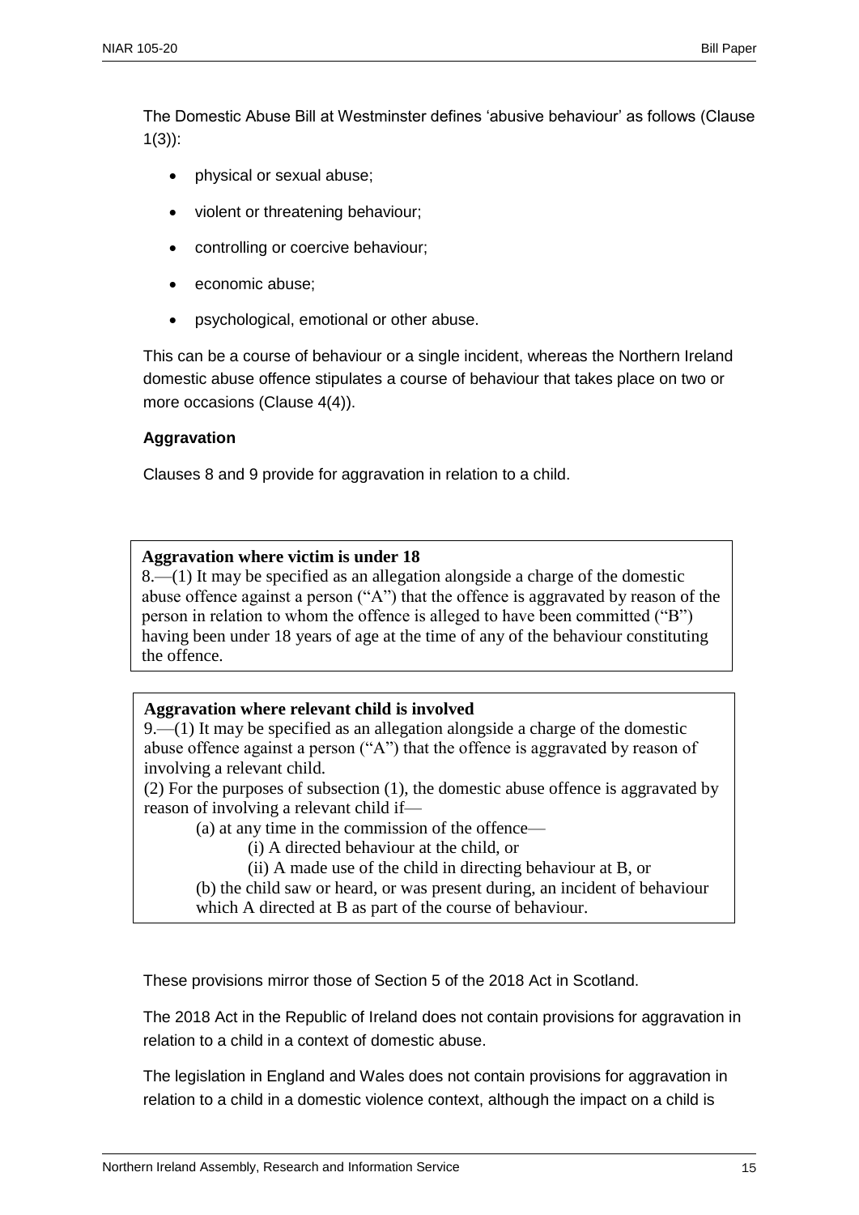The Domestic Abuse Bill at Westminster defines 'abusive behaviour' as follows (Clause 1(3)):

- physical or sexual abuse;
- violent or threatening behaviour;
- controlling or coercive behaviour;
- economic abuse;
- psychological, emotional or other abuse.

This can be a course of behaviour or a single incident, whereas the Northern Ireland domestic abuse offence stipulates a course of behaviour that takes place on two or more occasions (Clause 4(4)).

**Aggravation**

Clauses 8 and 9 provide for aggravation in relation to a child.

> **Aggravation where victim is under 18**
> 8.—(1) It may be specified as an allegation alongside a charge of the domestic abuse offence against a person ("A") that the offence is aggravated by reason of the person in relation to whom the offence is alleged to have been committed ("B") having been under 18 years of age at the time of any of the behaviour constituting the offence.

> **Aggravation where relevant child is involved**
> 9.—(1) It may be specified as an allegation alongside a charge of the domestic abuse offence against a person ("A") that the offence is aggravated by reason of involving a relevant child.
> (2) For the purposes of subsection (1), the domestic abuse offence is aggravated by reason of involving a relevant child if—
> (a) at any time in the commission of the offence—
> (i) A directed behaviour at the child, or
> (ii) A made use of the child in directing behaviour at B, or
> (b) the child saw or heard, or was present during, an incident of behaviour which A directed at B as part of the course of behaviour.

These provisions mirror those of Section 5 of the 2018 Act in Scotland.

The 2018 Act in the Republic of Ireland does not contain provisions for aggravation in relation to a child in a context of domestic abuse.

The legislation in England and Wales does not contain provisions for aggravation in relation to a child in a domestic violence context, although the impact on a child is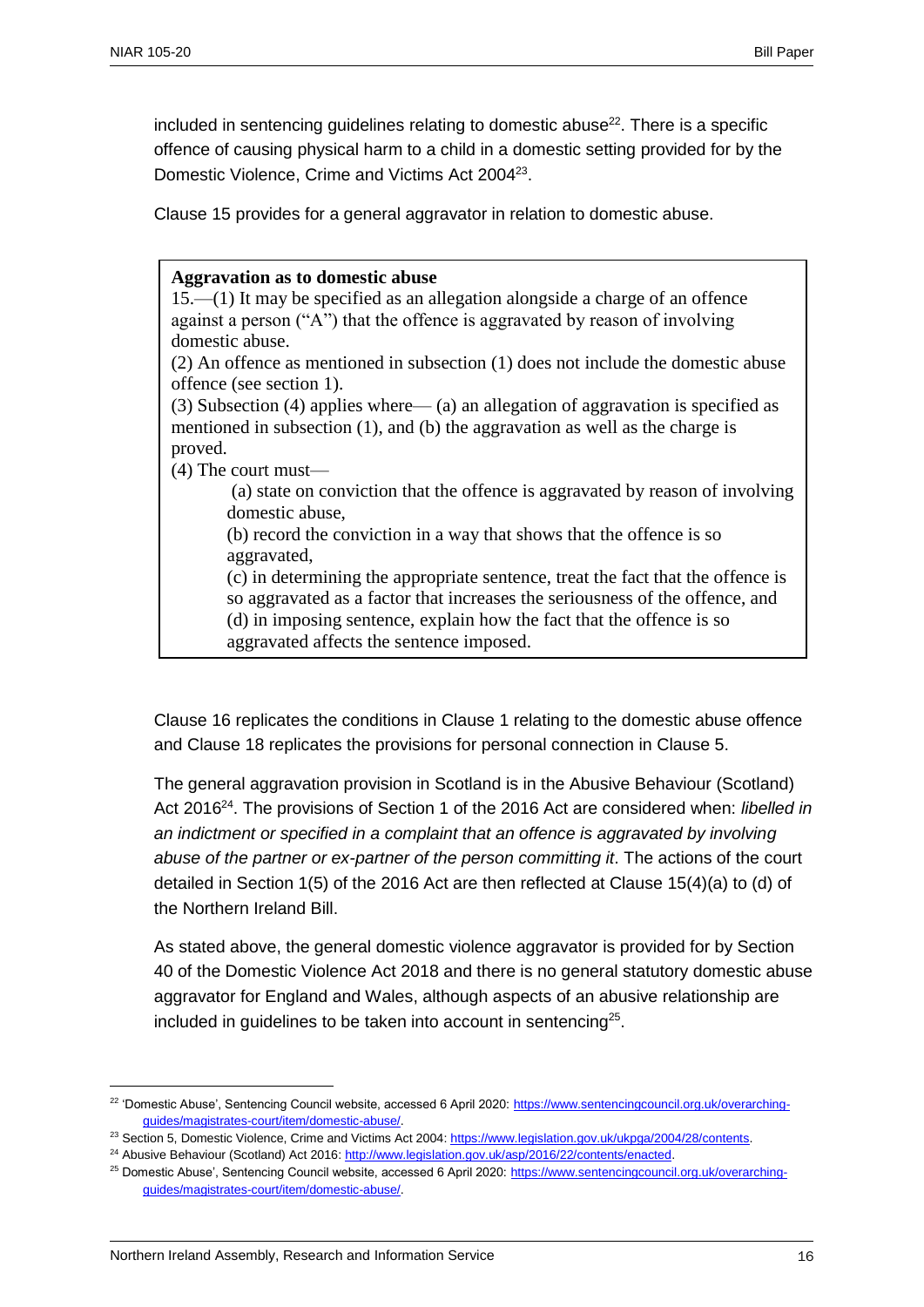included in sentencing guidelines relating to domestic abuse[22]. There is a specific offence of causing physical harm to a child in a domestic setting provided for by the Domestic Violence, Crime and Victims Act 2004[23].

Clause 15 provides for a general aggravator in relation to domestic abuse.

> **Aggravation as to domestic abuse**
>
> 15.—(1) It may be specified as an allegation alongside a charge of an offence against a person ("A") that the offence is aggravated by reason of involving domestic abuse.
>
> (2) An offence as mentioned in subsection (1) does not include the domestic abuse offence (see section 1).
>
> (3) Subsection (4) applies where— (a) an allegation of aggravation is specified as mentioned in subsection (1), and (b) the aggravation as well as the charge is proved.
>
> (4) The court must—
>
> (a) state on conviction that the offence is aggravated by reason of involving domestic abuse,
>
> (b) record the conviction in a way that shows that the offence is so aggravated,
>
> (c) in determining the appropriate sentence, treat the fact that the offence is so aggravated as a factor that increases the seriousness of the offence, and
>
> (d) in imposing sentence, explain how the fact that the offence is so aggravated affects the sentence imposed.

Clause 16 replicates the conditions in Clause 1 relating to the domestic abuse offence and Clause 18 replicates the provisions for personal connection in Clause 5.

The general aggravation provision in Scotland is in the Abusive Behaviour (Scotland) Act 2016[24]. The provisions of Section 1 of the 2016 Act are considered when: *libelled in an indictment or specified in a complaint that an offence is aggravated by involving abuse of the partner or ex-partner of the person committing it*. The actions of the court detailed in Section 1(5) of the 2016 Act are then reflected at Clause 15(4)(a) to (d) of the Northern Ireland Bill.

As stated above, the general domestic violence aggravator is provided for by Section 40 of the Domestic Violence Act 2018 and there is no general statutory domestic abuse aggravator for England and Wales, although aspects of an abusive relationship are included in guidelines to be taken into account in sentencing[25].

---

[22] 'Domestic Abuse', Sentencing Council website, accessed 6 April 2020: https://www.sentencingcouncil.org.uk/overarching-guides/magistrates-court/item/domestic-abuse/.

[23] Section 5, Domestic Violence, Crime and Victims Act 2004: https://www.legislation.gov.uk/ukpga/2004/28/contents.

[24] Abusive Behaviour (Scotland) Act 2016: http://www.legislation.gov.uk/asp/2016/22/contents/enacted.

[25] Domestic Abuse', Sentencing Council website, accessed 6 April 2020: https://www.sentencingcouncil.org.uk/overarching-guides/magistrates-court/item/domestic-abuse/.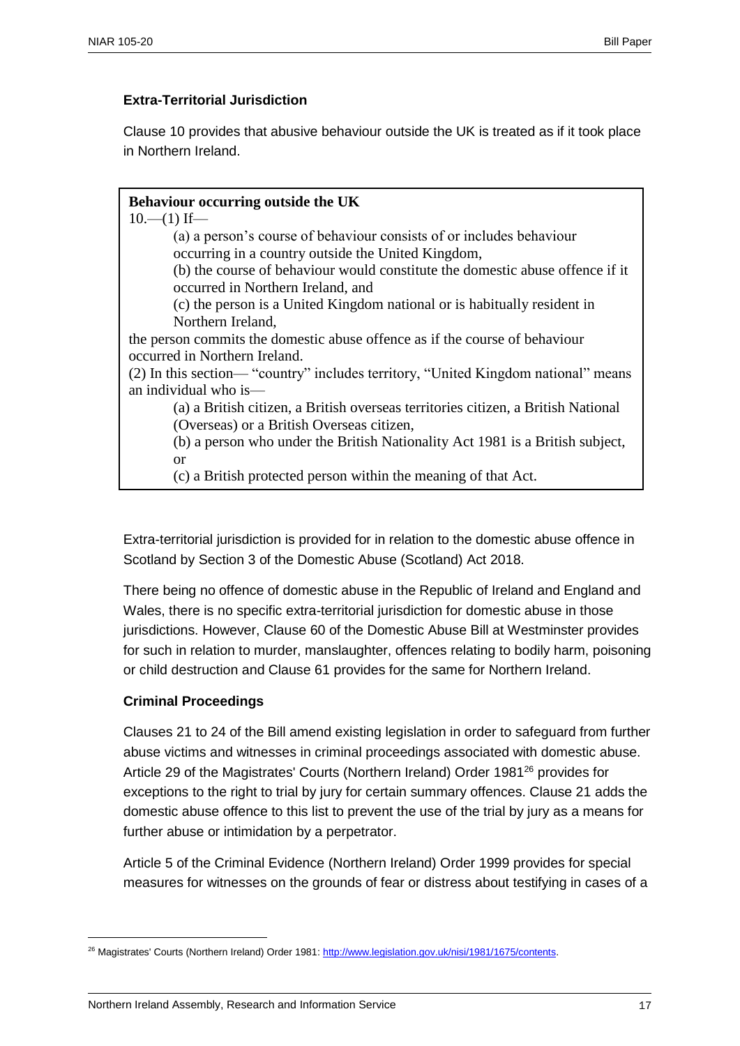### Extra-Territorial Jurisdiction

Clause 10 provides that abusive behaviour outside the UK is treated as if it took place in Northern Ireland.

> **Behaviour occurring outside the UK**
>
> 10.—(1) If—
>
> (a) a person's course of behaviour consists of or includes behaviour occurring in a country outside the United Kingdom,
>
> (b) the course of behaviour would constitute the domestic abuse offence if it occurred in Northern Ireland, and
>
> (c) the person is a United Kingdom national or is habitually resident in Northern Ireland,
>
> the person commits the domestic abuse offence as if the course of behaviour occurred in Northern Ireland.
>
> (2) In this section— "country" includes territory, "United Kingdom national" means an individual who is—
>
> (a) a British citizen, a British overseas territories citizen, a British National (Overseas) or a British Overseas citizen,
>
> (b) a person who under the British Nationality Act 1981 is a British subject, or
>
> (c) a British protected person within the meaning of that Act.

Extra-territorial jurisdiction is provided for in relation to the domestic abuse offence in Scotland by Section 3 of the Domestic Abuse (Scotland) Act 2018.

There being no offence of domestic abuse in the Republic of Ireland and England and Wales, there is no specific extra-territorial jurisdiction for domestic abuse in those jurisdictions. However, Clause 60 of the Domestic Abuse Bill at Westminster provides for such in relation to murder, manslaughter, offences relating to bodily harm, poisoning or child destruction and Clause 61 provides for the same for Northern Ireland.

### Criminal Proceedings

Clauses 21 to 24 of the Bill amend existing legislation in order to safeguard from further abuse victims and witnesses in criminal proceedings associated with domestic abuse. Article 29 of the Magistrates' Courts (Northern Ireland) Order 1981[26] provides for exceptions to the right to trial by jury for certain summary offences. Clause 21 adds the domestic abuse offence to this list to prevent the use of the trial by jury as a means for further abuse or intimidation by a perpetrator.

Article 5 of the Criminal Evidence (Northern Ireland) Order 1999 provides for special measures for witnesses on the grounds of fear or distress about testifying in cases of a

[26] Magistrates' Courts (Northern Ireland) Order 1981: http://www.legislation.gov.uk/nisi/1981/1675/contents.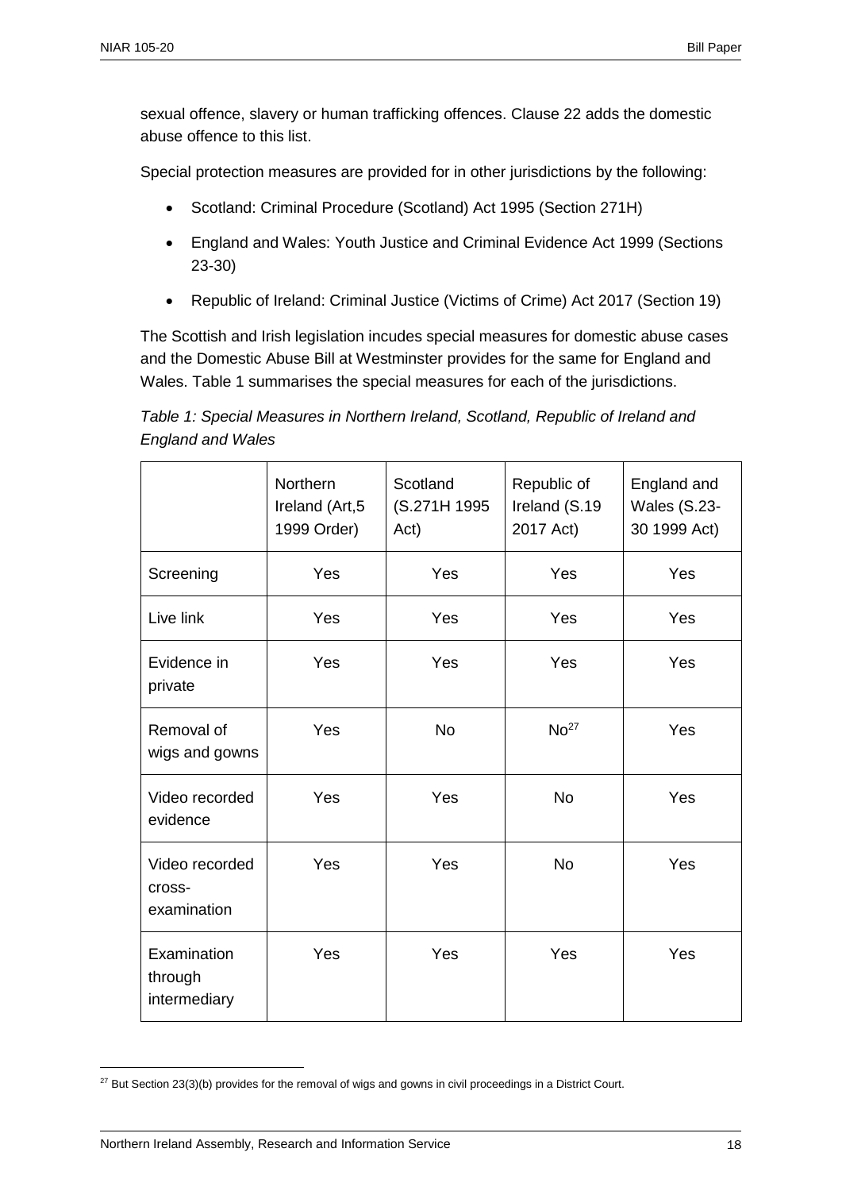sexual offence, slavery or human trafficking offences. Clause 22 adds the domestic abuse offence to this list.

Special protection measures are provided for in other jurisdictions by the following:

- Scotland: Criminal Procedure (Scotland) Act 1995 (Section 271H)
- England and Wales: Youth Justice and Criminal Evidence Act 1999 (Sections 23-30)
- Republic of Ireland: Criminal Justice (Victims of Crime) Act 2017 (Section 19)

The Scottish and Irish legislation incudes special measures for domestic abuse cases and the Domestic Abuse Bill at Westminster provides for the same for England and Wales. Table 1 summarises the special measures for each of the jurisdictions.

*Table 1: Special Measures in Northern Ireland, Scotland, Republic of Ireland and England and Wales*

| | Northern Ireland (Art,5 1999 Order) | Scotland (S.271H 1995 Act) | Republic of Ireland (S.19 2017 Act) | England and Wales (S.23-30 1999 Act) |
|---|---|---|---|---|
| Screening | Yes | Yes | Yes | Yes |
| Live link | Yes | Yes | Yes | Yes |
| Evidence in private | Yes | Yes | Yes | Yes |
| Removal of wigs and gowns | Yes | No | No[27] | Yes |
| Video recorded evidence | Yes | Yes | No | Yes |
| Video recorded cross-examination | Yes | Yes | No | Yes |
| Examination through intermediary | Yes | Yes | Yes | Yes |

[27] But Section 23(3)(b) provides for the removal of wigs and gowns in civil proceedings in a District Court.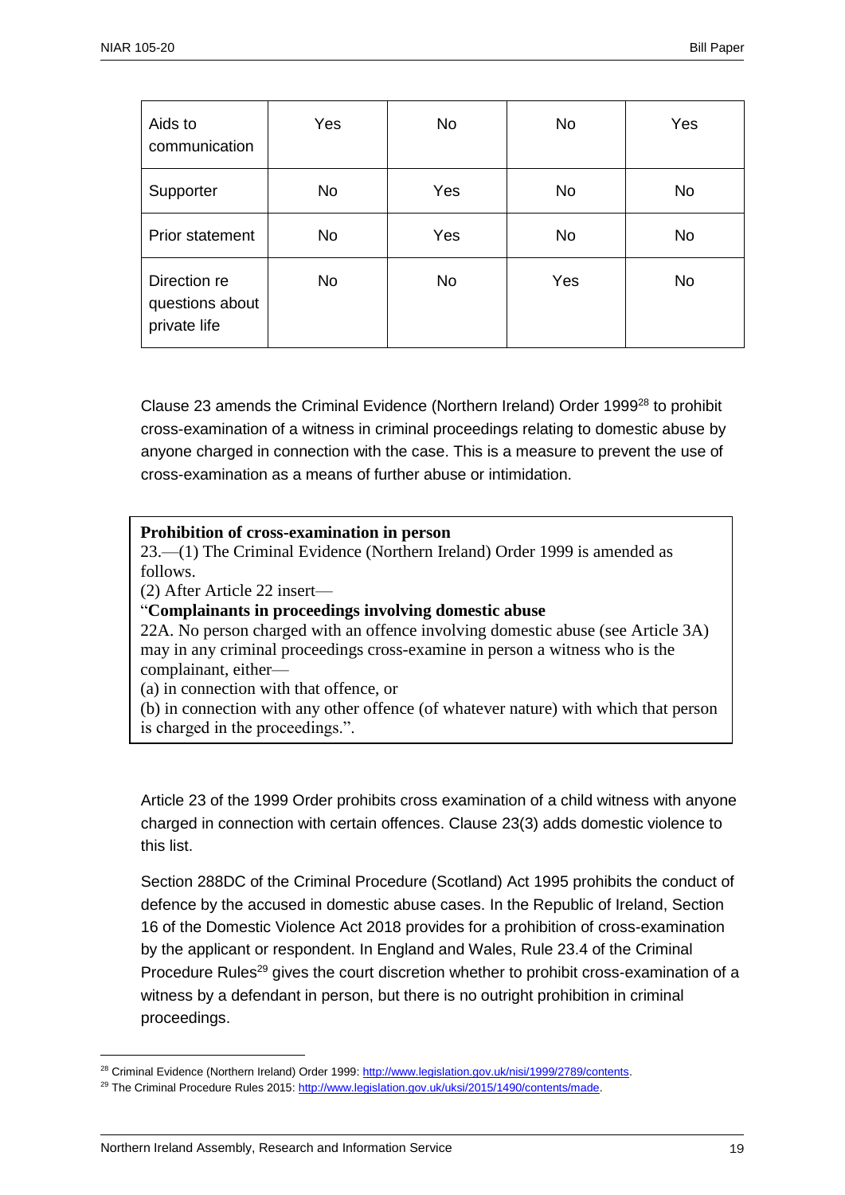| | | | | |
|---|---|---|---|---|
| Aids to communication | Yes | No | No | Yes |
| Supporter | No | Yes | No | No |
| Prior statement | No | Yes | No | No |
| Direction re questions about private life | No | No | Yes | No |

Clause 23 amends the Criminal Evidence (Northern Ireland) Order 1999[28] to prohibit cross-examination of a witness in criminal proceedings relating to domestic abuse by anyone charged in connection with the case. This is a measure to prevent the use of cross-examination as a means of further abuse or intimidation.

> **Prohibition of cross-examination in person**
> 23.—(1) The Criminal Evidence (Northern Ireland) Order 1999 is amended as follows.
> (2) After Article 22 insert—
> "**Complainants in proceedings involving domestic abuse**
> 22A. No person charged with an offence involving domestic abuse (see Article 3A) may in any criminal proceedings cross-examine in person a witness who is the complainant, either—
> (a) in connection with that offence, or
> (b) in connection with any other offence (of whatever nature) with which that person is charged in the proceedings.".

Article 23 of the 1999 Order prohibits cross examination of a child witness with anyone charged in connection with certain offences. Clause 23(3) adds domestic violence to this list.

Section 288DC of the Criminal Procedure (Scotland) Act 1995 prohibits the conduct of defence by the accused in domestic abuse cases. In the Republic of Ireland, Section 16 of the Domestic Violence Act 2018 provides for a prohibition of cross-examination by the applicant or respondent. In England and Wales, Rule 23.4 of the Criminal Procedure Rules[29] gives the court discretion whether to prohibit cross-examination of a witness by a defendant in person, but there is no outright prohibition in criminal proceedings.

[28] Criminal Evidence (Northern Ireland) Order 1999: http://www.legislation.gov.uk/nisi/1999/2789/contents.

[29] The Criminal Procedure Rules 2015: http://www.legislation.gov.uk/uksi/2015/1490/contents/made.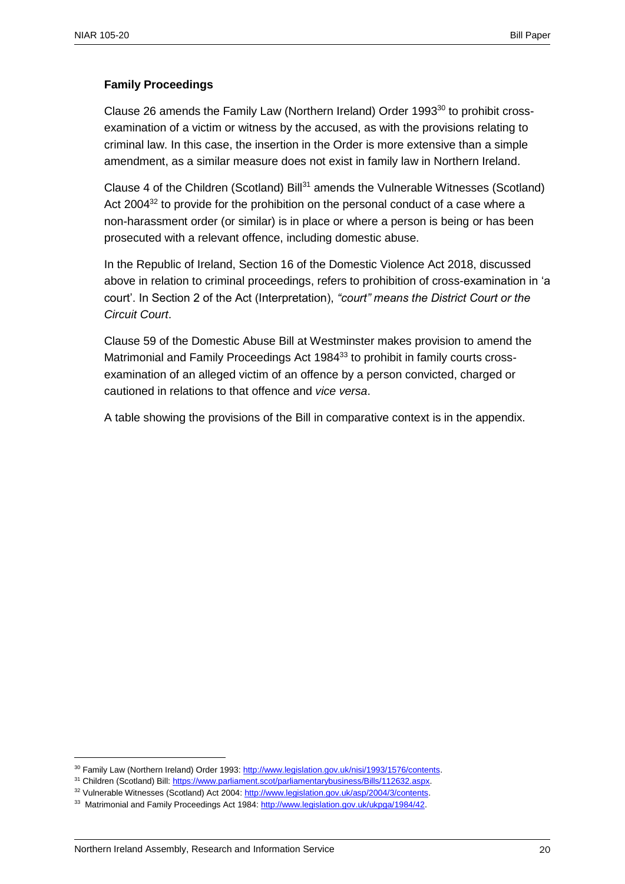### Family Proceedings

Clause 26 amends the Family Law (Northern Ireland) Order 1993[30] to prohibit cross-examination of a victim or witness by the accused, as with the provisions relating to criminal law. In this case, the insertion in the Order is more extensive than a simple amendment, as a similar measure does not exist in family law in Northern Ireland.

Clause 4 of the Children (Scotland) Bill[31] amends the Vulnerable Witnesses (Scotland) Act 2004[32] to provide for the prohibition on the personal conduct of a case where a non-harassment order (or similar) is in place or where a person is being or has been prosecuted with a relevant offence, including domestic abuse.

In the Republic of Ireland, Section 16 of the Domestic Violence Act 2018, discussed above in relation to criminal proceedings, refers to prohibition of cross-examination in 'a court'. In Section 2 of the Act (Interpretation), *"court" means the District Court or the Circuit Court*.

Clause 59 of the Domestic Abuse Bill at Westminster makes provision to amend the Matrimonial and Family Proceedings Act 1984[33] to prohibit in family courts cross-examination of an alleged victim of an offence by a person convicted, charged or cautioned in relations to that offence and *vice versa*.

A table showing the provisions of the Bill in comparative context is in the appendix.

---

[30] Family Law (Northern Ireland) Order 1993: http://www.legislation.gov.uk/nisi/1993/1576/contents.

[31] Children (Scotland) Bill: https://www.parliament.scot/parliamentarybusiness/Bills/112632.aspx.

[32] Vulnerable Witnesses (Scotland) Act 2004: http://www.legislation.gov.uk/asp/2004/3/contents.

[33] Matrimonial and Family Proceedings Act 1984: http://www.legislation.gov.uk/ukpga/1984/42.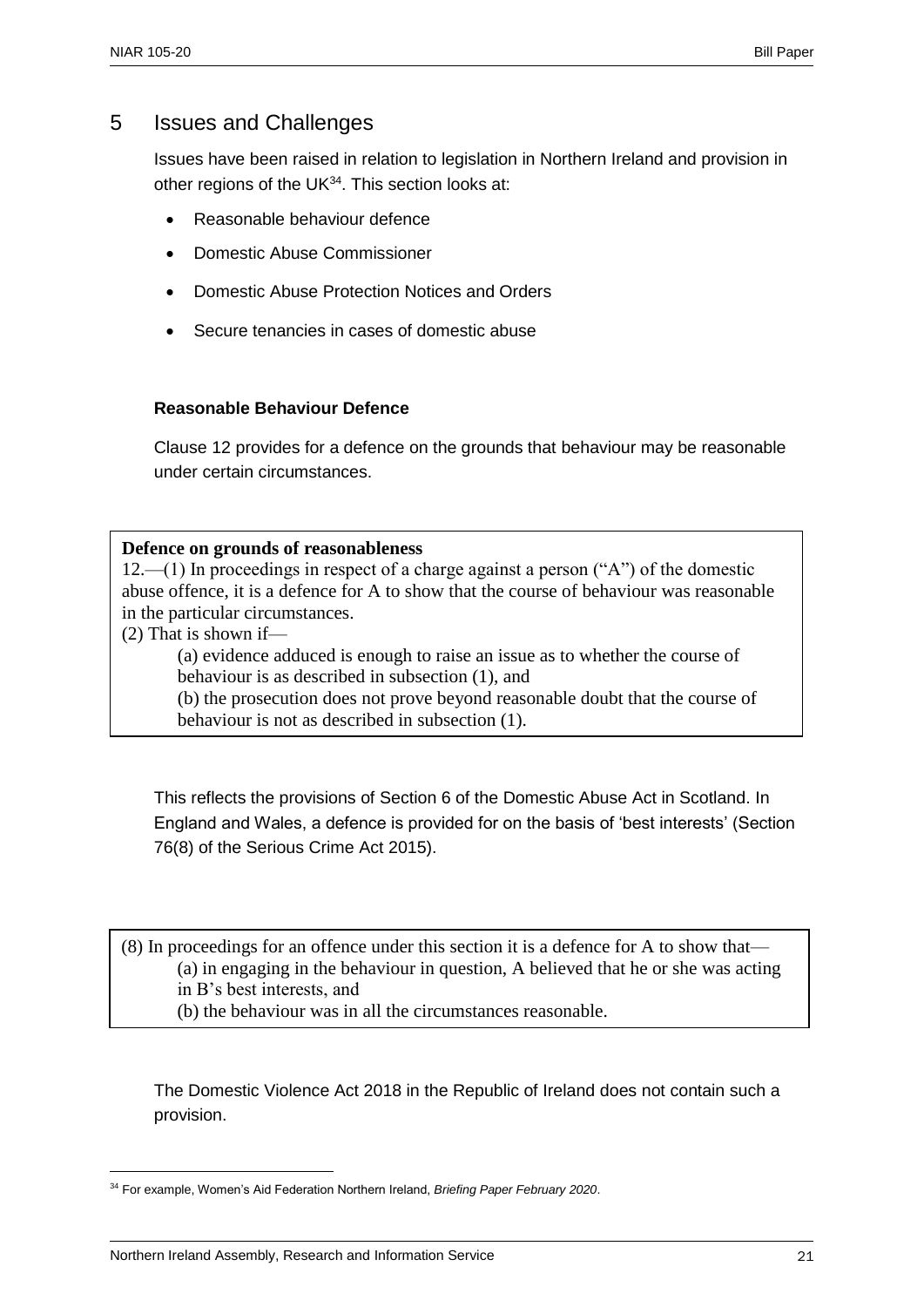## 5 Issues and Challenges

Issues have been raised in relation to legislation in Northern Ireland and provision in other regions of the UK[34]. This section looks at:

- Reasonable behaviour defence
- Domestic Abuse Commissioner
- Domestic Abuse Protection Notices and Orders
- Secure tenancies in cases of domestic abuse

### Reasonable Behaviour Defence

Clause 12 provides for a defence on the grounds that behaviour may be reasonable under certain circumstances.

> **Defence on grounds of reasonableness**
>
> 12.—(1) In proceedings in respect of a charge against a person ("A") of the domestic abuse offence, it is a defence for A to show that the course of behaviour was reasonable in the particular circumstances.
>
> (2) That is shown if—
>
> (a) evidence adduced is enough to raise an issue as to whether the course of behaviour is as described in subsection (1), and
>
> (b) the prosecution does not prove beyond reasonable doubt that the course of behaviour is not as described in subsection (1).

This reflects the provisions of Section 6 of the Domestic Abuse Act in Scotland. In England and Wales, a defence is provided for on the basis of 'best interests' (Section 76(8) of the Serious Crime Act 2015).

> (8) In proceedings for an offence under this section it is a defence for A to show that—
>
> (a) in engaging in the behaviour in question, A believed that he or she was acting in B's best interests, and
>
> (b) the behaviour was in all the circumstances reasonable.

The Domestic Violence Act 2018 in the Republic of Ireland does not contain such a provision.

[34] For example, Women's Aid Federation Northern Ireland, *Briefing Paper February 2020*.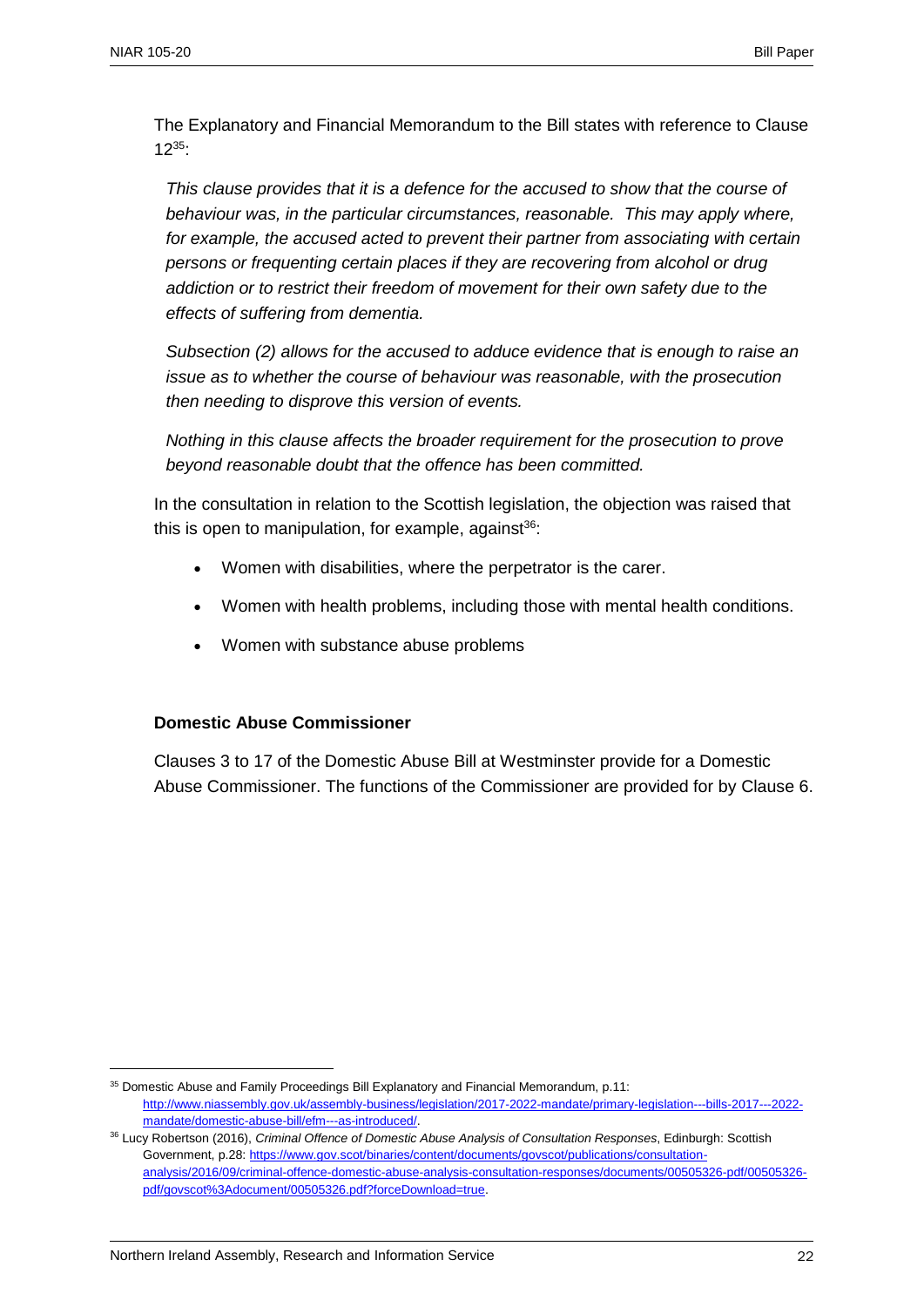The Explanatory and Financial Memorandum to the Bill states with reference to Clause 12[35]:

*This clause provides that it is a defence for the accused to show that the course of behaviour was, in the particular circumstances, reasonable. This may apply where, for example, the accused acted to prevent their partner from associating with certain persons or frequenting certain places if they are recovering from alcohol or drug addiction or to restrict their freedom of movement for their own safety due to the effects of suffering from dementia.*

*Subsection (2) allows for the accused to adduce evidence that is enough to raise an issue as to whether the course of behaviour was reasonable, with the prosecution then needing to disprove this version of events.*

*Nothing in this clause affects the broader requirement for the prosecution to prove beyond reasonable doubt that the offence has been committed.*

In the consultation in relation to the Scottish legislation, the objection was raised that this is open to manipulation, for example, against[36]:

- Women with disabilities, where the perpetrator is the carer.
- Women with health problems, including those with mental health conditions.
- Women with substance abuse problems

**Domestic Abuse Commissioner**

Clauses 3 to 17 of the Domestic Abuse Bill at Westminster provide for a Domestic Abuse Commissioner. The functions of the Commissioner are provided for by Clause 6.

---

[35] Domestic Abuse and Family Proceedings Bill Explanatory and Financial Memorandum, p.11: http://www.niassembly.gov.uk/assembly-business/legislation/2017-2022-mandate/primary-legislation---bills-2017---2022-mandate/domestic-abuse-bill/efm---as-introduced/.

[36] Lucy Robertson (2016), *Criminal Offence of Domestic Abuse Analysis of Consultation Responses*, Edinburgh: Scottish Government, p.28: https://www.gov.scot/binaries/content/documents/govscot/publications/consultation-analysis/2016/09/criminal-offence-domestic-abuse-analysis-consultation-responses/documents/00505326-pdf/00505326-pdf/govscot%3Adocument/00505326.pdf?forceDownload=true.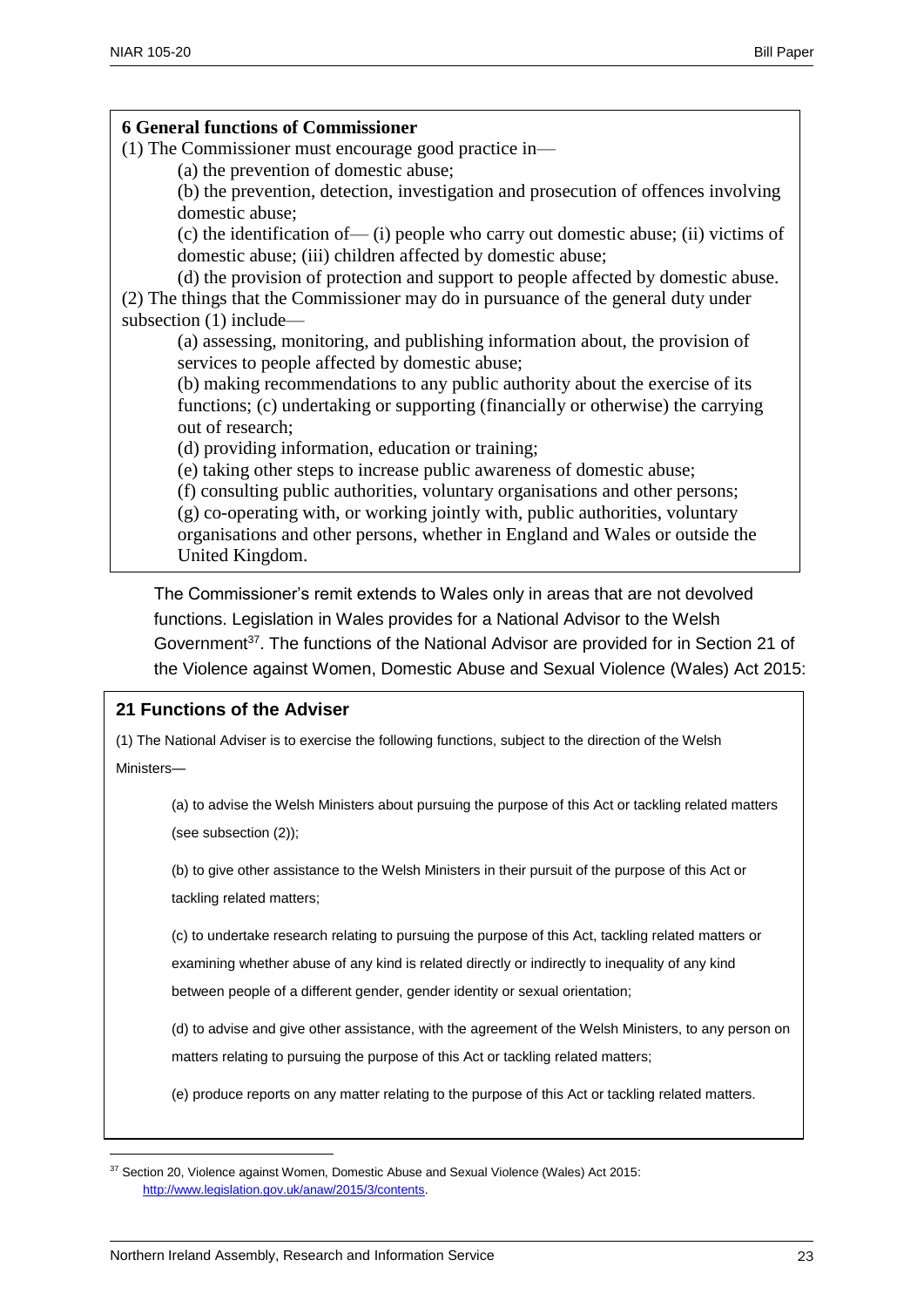**6 General functions of Commissioner**

(1) The Commissioner must encourage good practice in—

(a) the prevention of domestic abuse;

(b) the prevention, detection, investigation and prosecution of offences involving domestic abuse;

(c) the identification of— (i) people who carry out domestic abuse; (ii) victims of domestic abuse; (iii) children affected by domestic abuse;

(d) the provision of protection and support to people affected by domestic abuse.

(2) The things that the Commissioner may do in pursuance of the general duty under subsection (1) include—

(a) assessing, monitoring, and publishing information about, the provision of services to people affected by domestic abuse;

(b) making recommendations to any public authority about the exercise of its functions; (c) undertaking or supporting (financially or otherwise) the carrying out of research;

(d) providing information, education or training;

(e) taking other steps to increase public awareness of domestic abuse;

(f) consulting public authorities, voluntary organisations and other persons;

(g) co-operating with, or working jointly with, public authorities, voluntary organisations and other persons, whether in England and Wales or outside the United Kingdom.

The Commissioner's remit extends to Wales only in areas that are not devolved functions. Legislation in Wales provides for a National Advisor to the Welsh Government[37]. The functions of the National Advisor are provided for in Section 21 of the Violence against Women, Domestic Abuse and Sexual Violence (Wales) Act 2015:

**21 Functions of the Adviser**

(1) The National Adviser is to exercise the following functions, subject to the direction of the Welsh Ministers—

(a) to advise the Welsh Ministers about pursuing the purpose of this Act or tackling related matters (see subsection (2));

(b) to give other assistance to the Welsh Ministers in their pursuit of the purpose of this Act or tackling related matters;

(c) to undertake research relating to pursuing the purpose of this Act, tackling related matters or examining whether abuse of any kind is related directly or indirectly to inequality of any kind between people of a different gender, gender identity or sexual orientation;

(d) to advise and give other assistance, with the agreement of the Welsh Ministers, to any person on matters relating to pursuing the purpose of this Act or tackling related matters;

(e) produce reports on any matter relating to the purpose of this Act or tackling related matters.

[37] Section 20, Violence against Women, Domestic Abuse and Sexual Violence (Wales) Act 2015: http://www.legislation.gov.uk/anaw/2015/3/contents.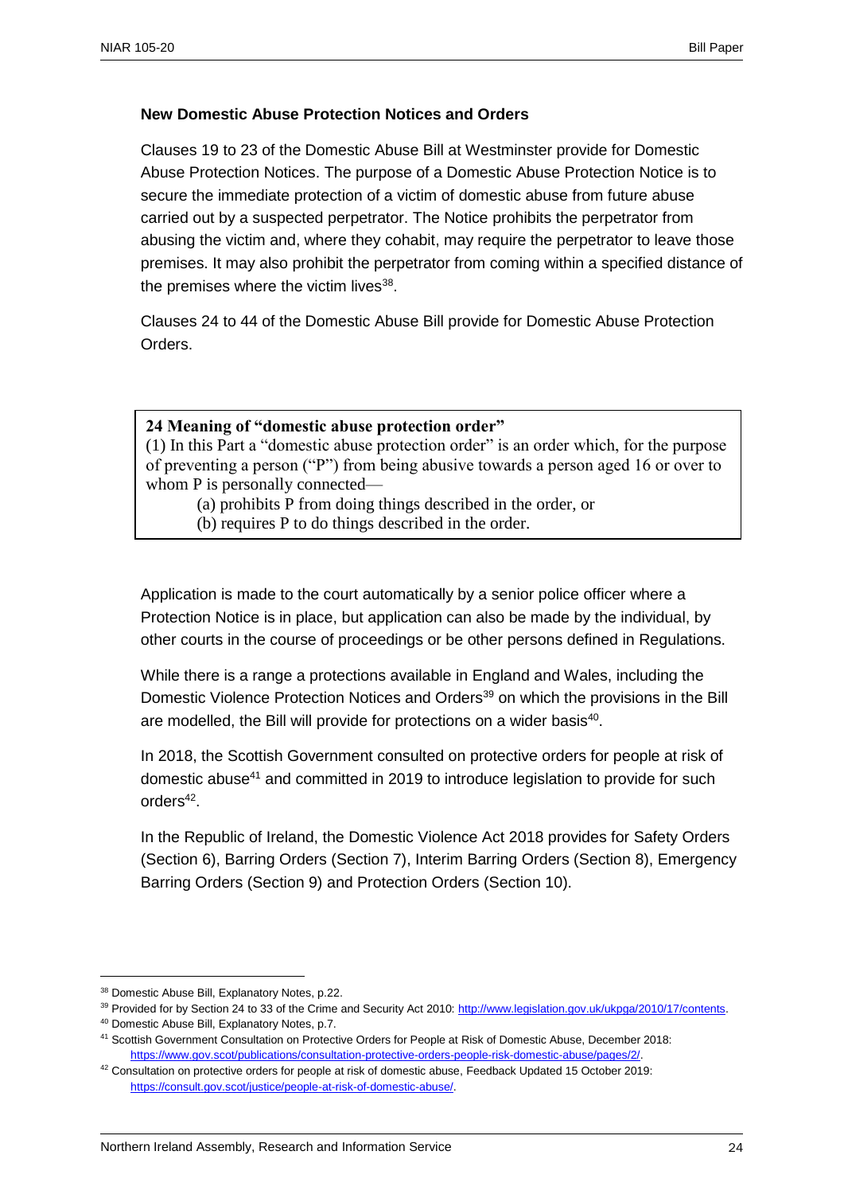**New Domestic Abuse Protection Notices and Orders**

Clauses 19 to 23 of the Domestic Abuse Bill at Westminster provide for Domestic Abuse Protection Notices. The purpose of a Domestic Abuse Protection Notice is to secure the immediate protection of a victim of domestic abuse from future abuse carried out by a suspected perpetrator. The Notice prohibits the perpetrator from abusing the victim and, where they cohabit, may require the perpetrator to leave those premises. It may also prohibit the perpetrator from coming within a specified distance of the premises where the victim lives[38].

Clauses 24 to 44 of the Domestic Abuse Bill provide for Domestic Abuse Protection Orders.

> **24 Meaning of "domestic abuse protection order"**
>
> (1) In this Part a "domestic abuse protection order" is an order which, for the purpose of preventing a person ("P") from being abusive towards a person aged 16 or over to whom P is personally connected—
>
> (a) prohibits P from doing things described in the order, or
>
> (b) requires P to do things described in the order.

Application is made to the court automatically by a senior police officer where a Protection Notice is in place, but application can also be made by the individual, by other courts in the course of proceedings or be other persons defined in Regulations.

While there is a range a protections available in England and Wales, including the Domestic Violence Protection Notices and Orders[39] on which the provisions in the Bill are modelled, the Bill will provide for protections on a wider basis[40].

In 2018, the Scottish Government consulted on protective orders for people at risk of domestic abuse[41] and committed in 2019 to introduce legislation to provide for such orders[42].

In the Republic of Ireland, the Domestic Violence Act 2018 provides for Safety Orders (Section 6), Barring Orders (Section 7), Interim Barring Orders (Section 8), Emergency Barring Orders (Section 9) and Protection Orders (Section 10).

---

[38] Domestic Abuse Bill, Explanatory Notes, p.22.

[39] Provided for by Section 24 to 33 of the Crime and Security Act 2010: http://www.legislation.gov.uk/ukpga/2010/17/contents.

[40] Domestic Abuse Bill, Explanatory Notes, p.7.

[41] Scottish Government Consultation on Protective Orders for People at Risk of Domestic Abuse, December 2018: https://www.gov.scot/publications/consultation-protective-orders-people-risk-domestic-abuse/pages/2/.

[42] Consultation on protective orders for people at risk of domestic abuse, Feedback Updated 15 October 2019: https://consult.gov.scot/justice/people-at-risk-of-domestic-abuse/.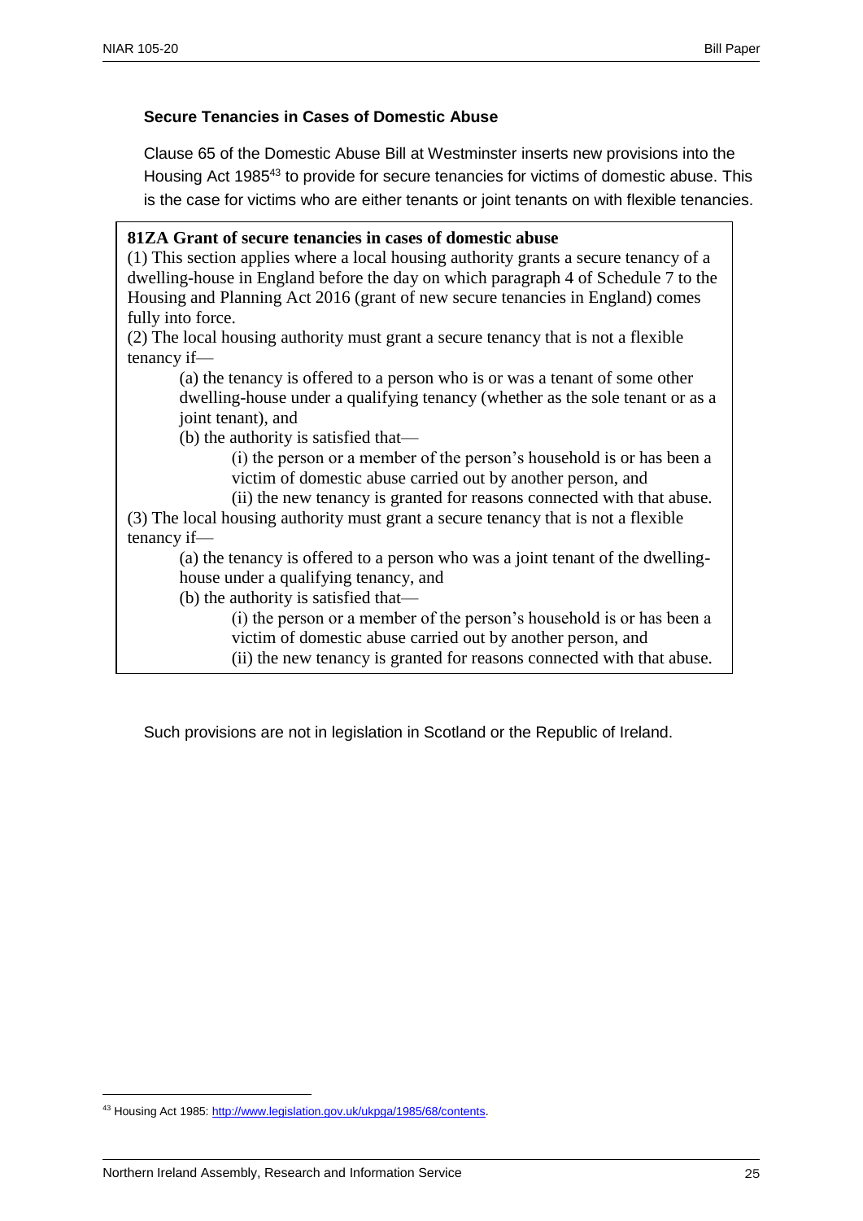### Secure Tenancies in Cases of Domestic Abuse

Clause 65 of the Domestic Abuse Bill at Westminster inserts new provisions into the Housing Act 1985[43] to provide for secure tenancies for victims of domestic abuse. This is the case for victims who are either tenants or joint tenants on with flexible tenancies.

> **81ZA Grant of secure tenancies in cases of domestic abuse**
>
> (1) This section applies where a local housing authority grants a secure tenancy of a dwelling-house in England before the day on which paragraph 4 of Schedule 7 to the Housing and Planning Act 2016 (grant of new secure tenancies in England) comes fully into force.
>
> (2) The local housing authority must grant a secure tenancy that is not a flexible tenancy if—
>
> (a) the tenancy is offered to a person who is or was a tenant of some other dwelling-house under a qualifying tenancy (whether as the sole tenant or as a joint tenant), and
>
> (b) the authority is satisfied that—
>
> (i) the person or a member of the person's household is or has been a victim of domestic abuse carried out by another person, and
>
> (ii) the new tenancy is granted for reasons connected with that abuse.
>
> (3) The local housing authority must grant a secure tenancy that is not a flexible tenancy if—
>
> (a) the tenancy is offered to a person who was a joint tenant of the dwelling-house under a qualifying tenancy, and
>
> (b) the authority is satisfied that—
>
> (i) the person or a member of the person's household is or has been a victim of domestic abuse carried out by another person, and
>
> (ii) the new tenancy is granted for reasons connected with that abuse.

Such provisions are not in legislation in Scotland or the Republic of Ireland.

[43] Housing Act 1985: http://www.legislation.gov.uk/ukpga/1985/68/contents.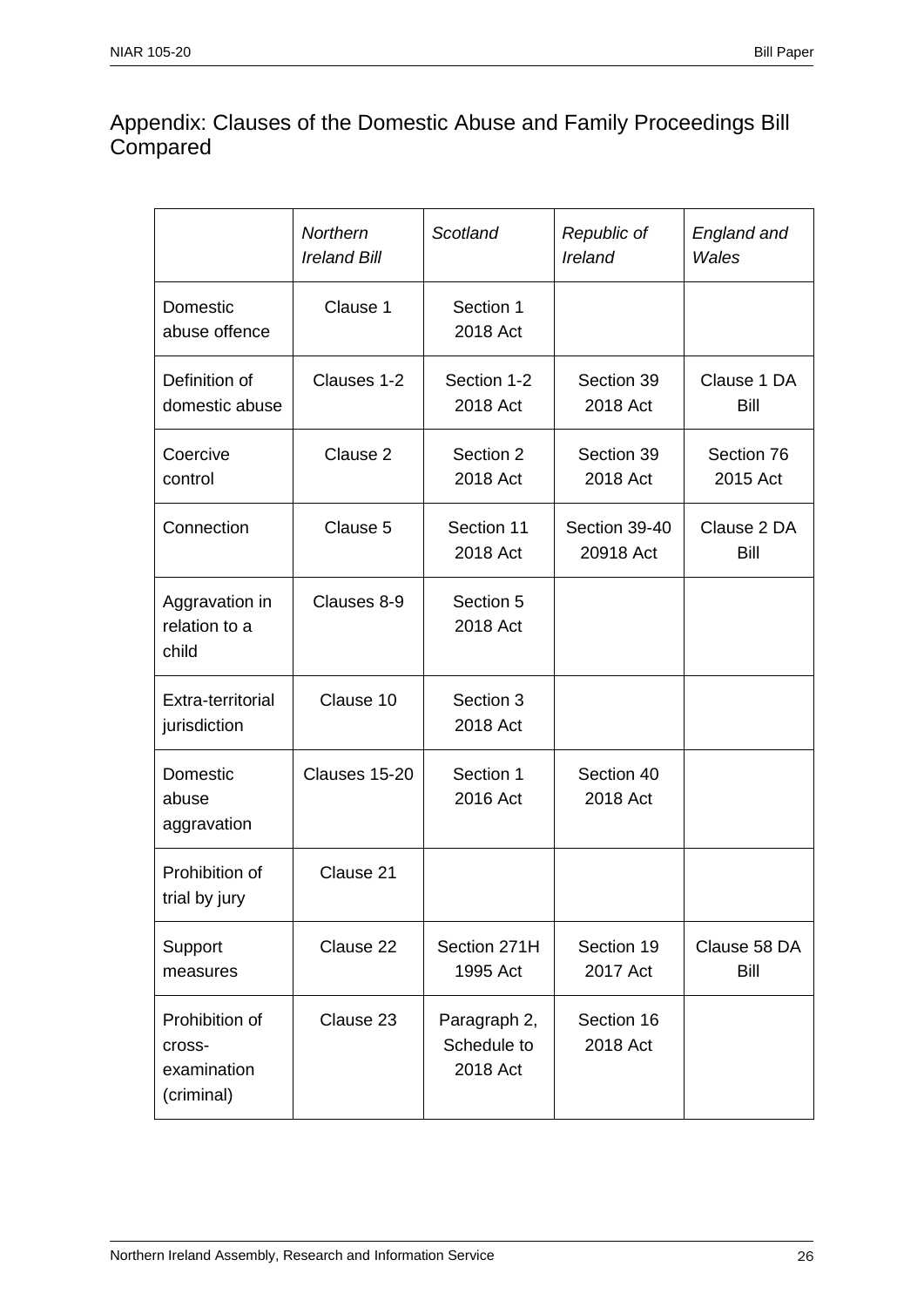## Appendix: Clauses of the Domestic Abuse and Family Proceedings Bill Compared

| | *Northern Ireland Bill* | *Scotland* | *Republic of Ireland* | *England and Wales* |
|---|---|---|---|---|
| Domestic abuse offence | Clause 1 | Section 1 2018 Act | | |
| Definition of domestic abuse | Clauses 1-2 | Section 1-2 2018 Act | Section 39 2018 Act | Clause 1 DA Bill |
| Coercive control | Clause 2 | Section 2 2018 Act | Section 39 2018 Act | Section 76 2015 Act |
| Connection | Clause 5 | Section 11 2018 Act | Section 39-40 20918 Act | Clause 2 DA Bill |
| Aggravation in relation to a child | Clauses 8-9 | Section 5 2018 Act | | |
| Extra-territorial jurisdiction | Clause 10 | Section 3 2018 Act | | |
| Domestic abuse aggravation | Clauses 15-20 | Section 1 2016 Act | Section 40 2018 Act | |
| Prohibition of trial by jury | Clause 21 | | | |
| Support measures | Clause 22 | Section 271H 1995 Act | Section 19 2017 Act | Clause 58 DA Bill |
| Prohibition of cross-examination (criminal) | Clause 23 | Paragraph 2, Schedule to 2018 Act | Section 16 2018 Act | |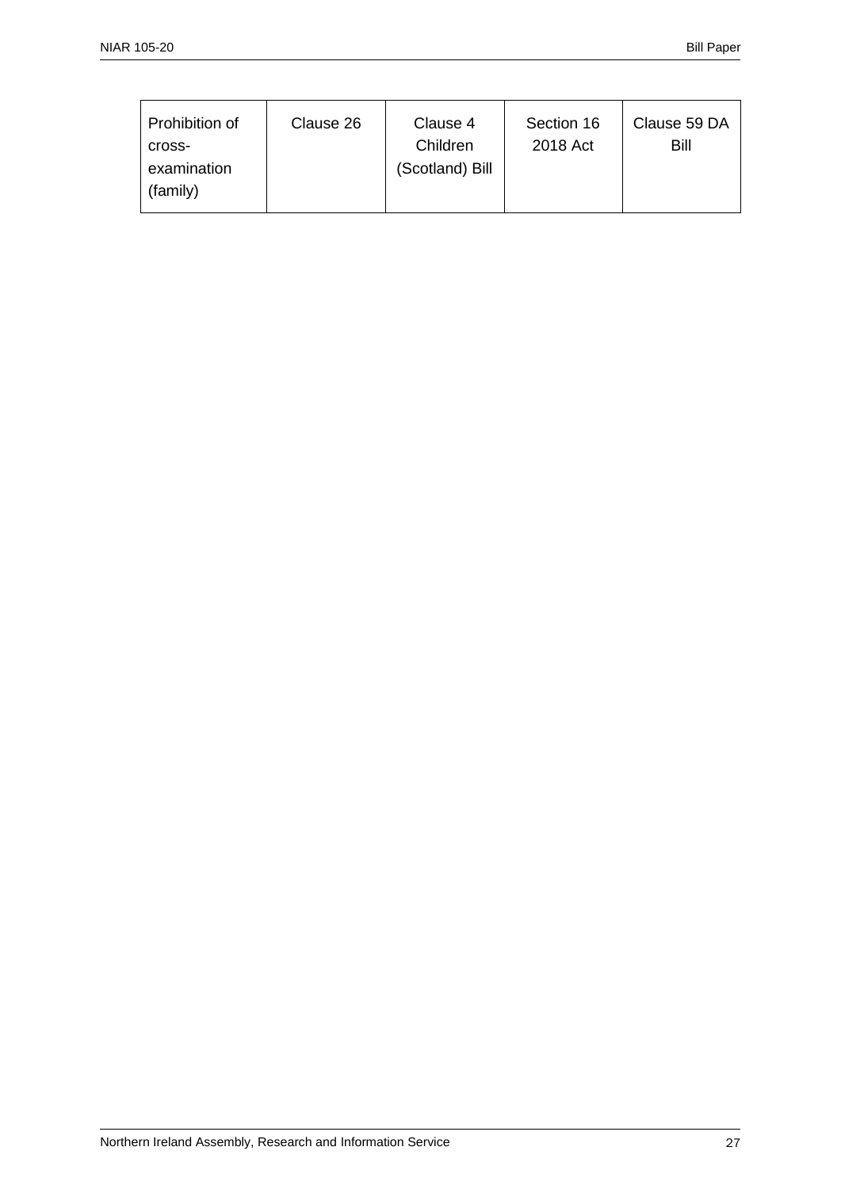| | | | | |
|---|---|---|---|---|
| Prohibition of cross-examination (family) | Clause 26 | Clause 4 Children (Scotland) Bill | Section 16 2018 Act | Clause 59 DA Bill |